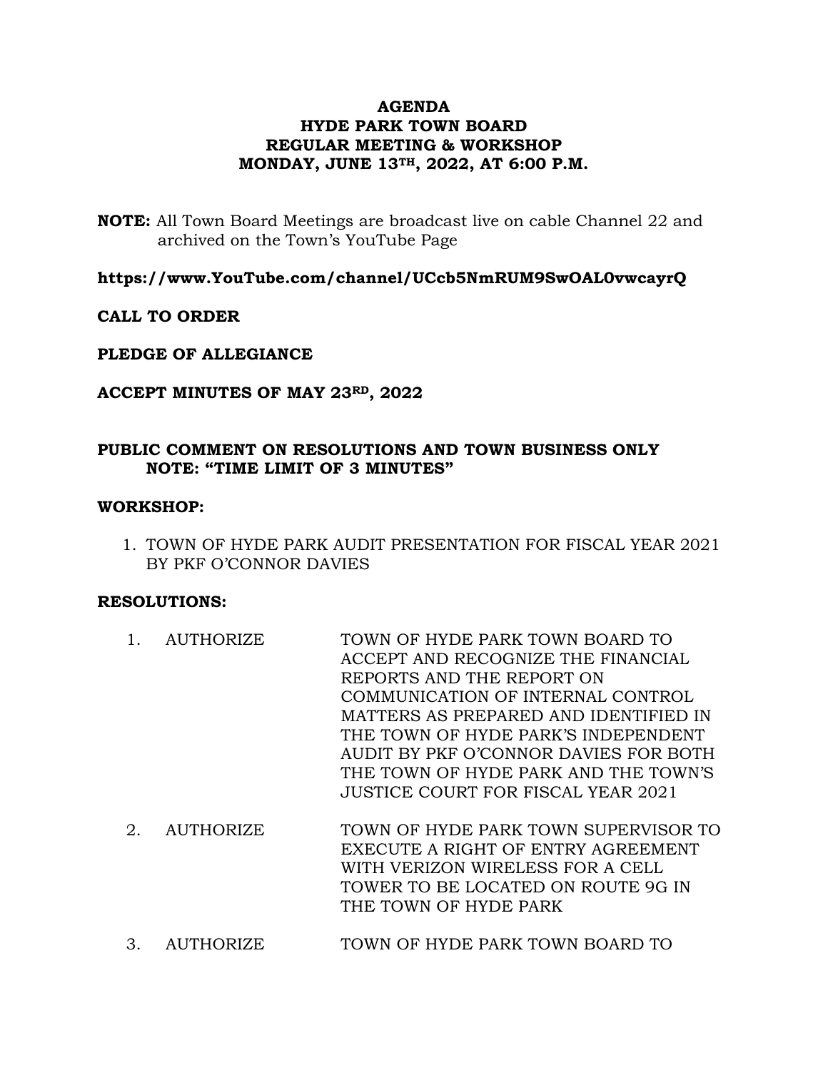**AGENDA**
**HYDE PARK TOWN BOARD**
**REGULAR MEETING & WORKSHOP**
**MONDAY, JUNE 13TH, 2022, AT 6:00 P.M.**

**NOTE:** All Town Board Meetings are broadcast live on cable Channel 22 and archived on the Town's YouTube Page

**https://www.YouTube.com/channel/UCcb5NmRUM9SwOAL0vwcayrQ**

**CALL TO ORDER**

**PLEDGE OF ALLEGIANCE**

**ACCEPT MINUTES OF MAY 23RD, 2022**

**PUBLIC COMMENT ON RESOLUTIONS AND TOWN BUSINESS ONLY**
**NOTE: "TIME LIMIT OF 3 MINUTES"**

**WORKSHOP:**

1. TOWN OF HYDE PARK AUDIT PRESENTATION FOR FISCAL YEAR 2021 BY PKF O'CONNOR DAVIES

**RESOLUTIONS:**

1. AUTHORIZE TOWN OF HYDE PARK TOWN BOARD TO ACCEPT AND RECOGNIZE THE FINANCIAL REPORTS AND THE REPORT ON COMMUNICATION OF INTERNAL CONTROL MATTERS AS PREPARED AND IDENTIFIED IN THE TOWN OF HYDE PARK'S INDEPENDENT AUDIT BY PKF O'CONNOR DAVIES FOR BOTH THE TOWN OF HYDE PARK AND THE TOWN'S JUSTICE COURT FOR FISCAL YEAR 2021

2. AUTHORIZE TOWN OF HYDE PARK TOWN SUPERVISOR TO EXECUTE A RIGHT OF ENTRY AGREEMENT WITH VERIZON WIRELESS FOR A CELL TOWER TO BE LOCATED ON ROUTE 9G IN THE TOWN OF HYDE PARK

3. AUTHORIZE TOWN OF HYDE PARK TOWN BOARD TO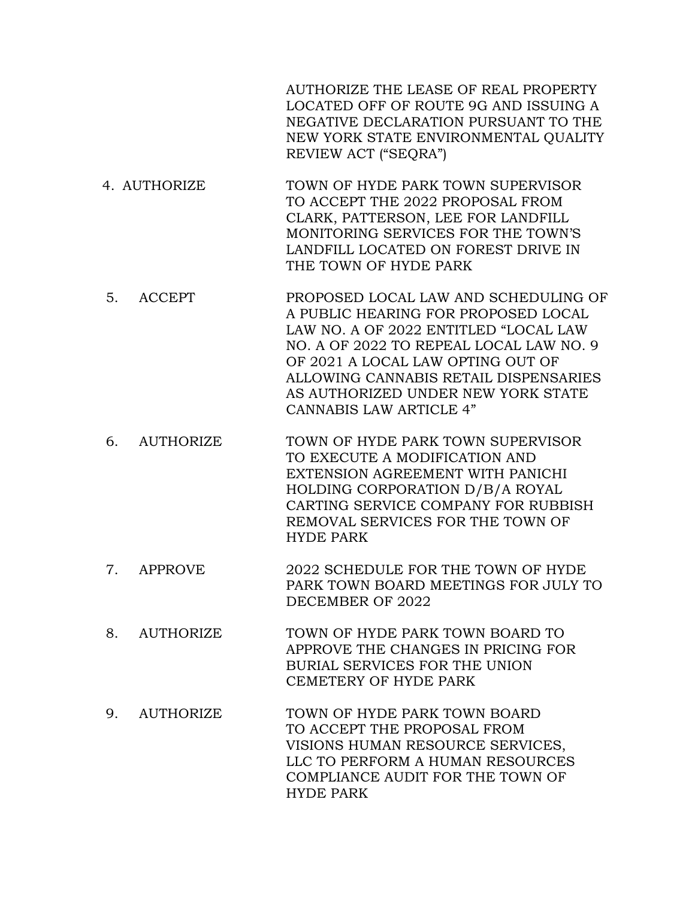AUTHORIZE THE LEASE OF REAL PROPERTY LOCATED OFF OF ROUTE 9G AND ISSUING A NEGATIVE DECLARATION PURSUANT TO THE NEW YORK STATE ENVIRONMENTAL QUALITY REVIEW ACT ("SEQRA")

4. AUTHORIZE — TOWN OF HYDE PARK TOWN SUPERVISOR TO ACCEPT THE 2022 PROPOSAL FROM CLARK, PATTERSON, LEE FOR LANDFILL MONITORING SERVICES FOR THE TOWN'S LANDFILL LOCATED ON FOREST DRIVE IN THE TOWN OF HYDE PARK

5. ACCEPT — PROPOSED LOCAL LAW AND SCHEDULING OF A PUBLIC HEARING FOR PROPOSED LOCAL LAW NO. A OF 2022 ENTITLED "LOCAL LAW NO. A OF 2022 TO REPEAL LOCAL LAW NO. 9 OF 2021 A LOCAL LAW OPTING OUT OF ALLOWING CANNABIS RETAIL DISPENSARIES AS AUTHORIZED UNDER NEW YORK STATE CANNABIS LAW ARTICLE 4"

6. AUTHORIZE — TOWN OF HYDE PARK TOWN SUPERVISOR TO EXECUTE A MODIFICATION AND EXTENSION AGREEMENT WITH PANICHI HOLDING CORPORATION D/B/A ROYAL CARTING SERVICE COMPANY FOR RUBBISH REMOVAL SERVICES FOR THE TOWN OF HYDE PARK

7. APPROVE — 2022 SCHEDULE FOR THE TOWN OF HYDE PARK TOWN BOARD MEETINGS FOR JULY TO DECEMBER OF 2022

8. AUTHORIZE — TOWN OF HYDE PARK TOWN BOARD TO APPROVE THE CHANGES IN PRICING FOR BURIAL SERVICES FOR THE UNION CEMETERY OF HYDE PARK

9. AUTHORIZE — TOWN OF HYDE PARK TOWN BOARD TO ACCEPT THE PROPOSAL FROM VISIONS HUMAN RESOURCE SERVICES, LLC TO PERFORM A HUMAN RESOURCES COMPLIANCE AUDIT FOR THE TOWN OF HYDE PARK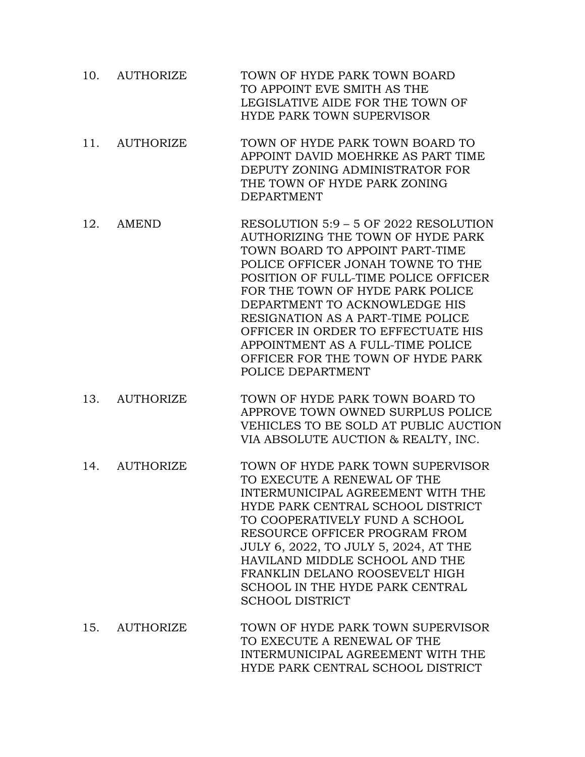10. AUTHORIZE — TOWN OF HYDE PARK TOWN BOARD TO APPOINT EVE SMITH AS THE LEGISLATIVE AIDE FOR THE TOWN OF HYDE PARK TOWN SUPERVISOR

11. AUTHORIZE — TOWN OF HYDE PARK TOWN BOARD TO APPOINT DAVID MOEHRKE AS PART TIME DEPUTY ZONING ADMINISTRATOR FOR THE TOWN OF HYDE PARK ZONING DEPARTMENT

12. AMEND — RESOLUTION 5:9 – 5 OF 2022 RESOLUTION AUTHORIZING THE TOWN OF HYDE PARK TOWN BOARD TO APPOINT PART-TIME POLICE OFFICER JONAH TOWNE TO THE POSITION OF FULL-TIME POLICE OFFICER FOR THE TOWN OF HYDE PARK POLICE DEPARTMENT TO ACKNOWLEDGE HIS RESIGNATION AS A PART-TIME POLICE OFFICER IN ORDER TO EFFECTUATE HIS APPOINTMENT AS A FULL-TIME POLICE OFFICER FOR THE TOWN OF HYDE PARK POLICE DEPARTMENT

13. AUTHORIZE — TOWN OF HYDE PARK TOWN BOARD TO APPROVE TOWN OWNED SURPLUS POLICE VEHICLES TO BE SOLD AT PUBLIC AUCTION VIA ABSOLUTE AUCTION & REALTY, INC.

14. AUTHORIZE — TOWN OF HYDE PARK TOWN SUPERVISOR TO EXECUTE A RENEWAL OF THE INTERMUNICIPAL AGREEMENT WITH THE HYDE PARK CENTRAL SCHOOL DISTRICT TO COOPERATIVELY FUND A SCHOOL RESOURCE OFFICER PROGRAM FROM JULY 6, 2022, TO JULY 5, 2024, AT THE HAVILAND MIDDLE SCHOOL AND THE FRANKLIN DELANO ROOSEVELT HIGH SCHOOL IN THE HYDE PARK CENTRAL SCHOOL DISTRICT

15. AUTHORIZE — TOWN OF HYDE PARK TOWN SUPERVISOR TO EXECUTE A RENEWAL OF THE INTERMUNICIPAL AGREEMENT WITH THE HYDE PARK CENTRAL SCHOOL DISTRICT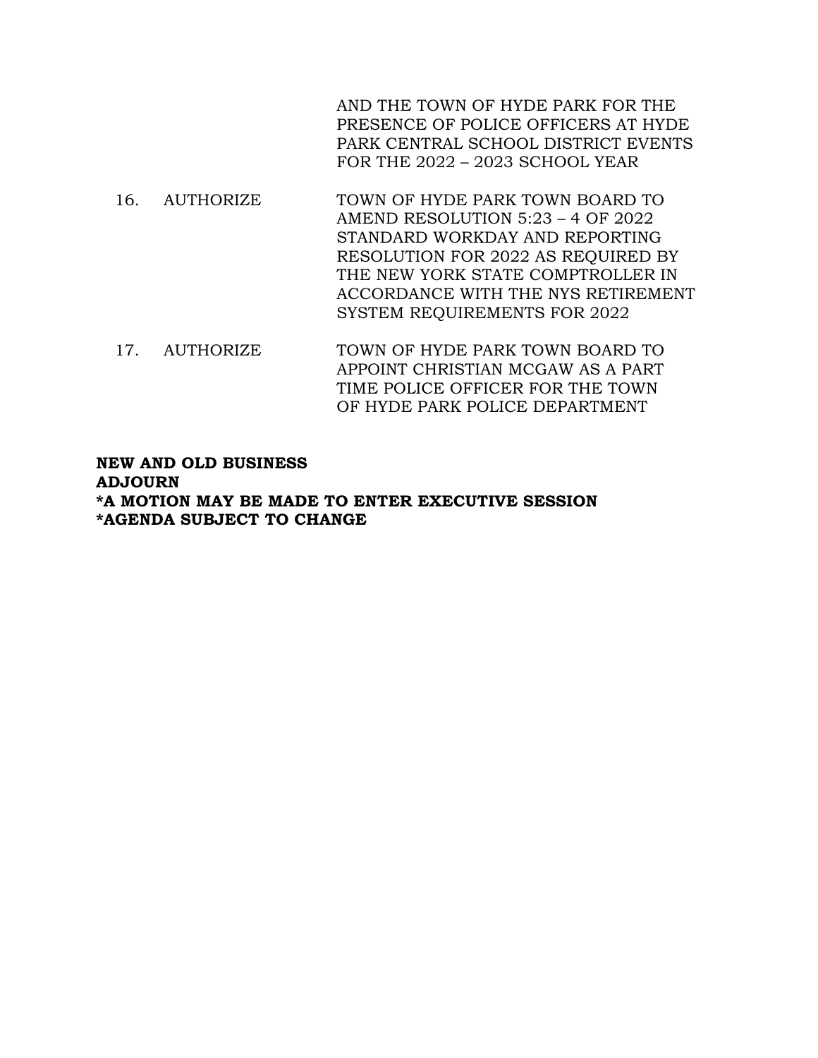AND THE TOWN OF HYDE PARK FOR THE PRESENCE OF POLICE OFFICERS AT HYDE PARK CENTRAL SCHOOL DISTRICT EVENTS FOR THE 2022 – 2023 SCHOOL YEAR

16. AUTHORIZE TOWN OF HYDE PARK TOWN BOARD TO AMEND RESOLUTION 5:23 – 4 OF 2022 STANDARD WORKDAY AND REPORTING RESOLUTION FOR 2022 AS REQUIRED BY THE NEW YORK STATE COMPTROLLER IN ACCORDANCE WITH THE NYS RETIREMENT SYSTEM REQUIREMENTS FOR 2022

17. AUTHORIZE TOWN OF HYDE PARK TOWN BOARD TO APPOINT CHRISTIAN MCGAW AS A PART TIME POLICE OFFICER FOR THE TOWN OF HYDE PARK POLICE DEPARTMENT

**NEW AND OLD BUSINESS**
**ADJOURN**
**\*A MOTION MAY BE MADE TO ENTER EXECUTIVE SESSION**
**\*AGENDA SUBJECT TO CHANGE**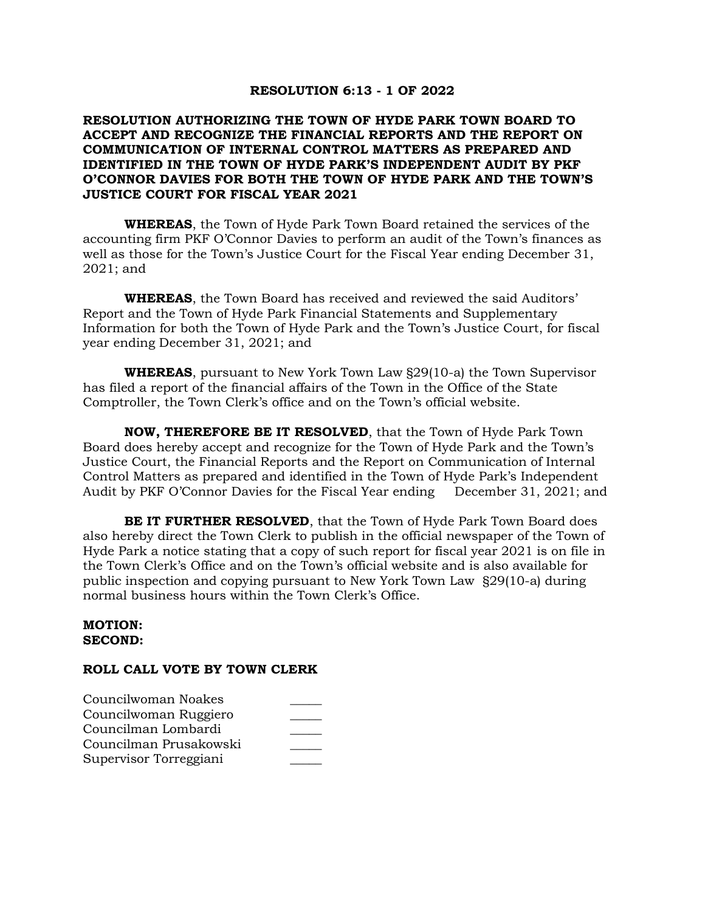**RESOLUTION 6:13 - 1 OF 2022**

**RESOLUTION AUTHORIZING THE TOWN OF HYDE PARK TOWN BOARD TO ACCEPT AND RECOGNIZE THE FINANCIAL REPORTS AND THE REPORT ON COMMUNICATION OF INTERNAL CONTROL MATTERS AS PREPARED AND IDENTIFIED IN THE TOWN OF HYDE PARK'S INDEPENDENT AUDIT BY PKF O'CONNOR DAVIES FOR BOTH THE TOWN OF HYDE PARK AND THE TOWN'S JUSTICE COURT FOR FISCAL YEAR 2021**

**WHEREAS**, the Town of Hyde Park Town Board retained the services of the accounting firm PKF O'Connor Davies to perform an audit of the Town's finances as well as those for the Town's Justice Court for the Fiscal Year ending December 31, 2021; and

**WHEREAS**, the Town Board has received and reviewed the said Auditors' Report and the Town of Hyde Park Financial Statements and Supplementary Information for both the Town of Hyde Park and the Town's Justice Court, for fiscal year ending December 31, 2021; and

**WHEREAS**, pursuant to New York Town Law §29(10-a) the Town Supervisor has filed a report of the financial affairs of the Town in the Office of the State Comptroller, the Town Clerk's office and on the Town's official website.

**NOW, THEREFORE BE IT RESOLVED**, that the Town of Hyde Park Town Board does hereby accept and recognize for the Town of Hyde Park and the Town's Justice Court, the Financial Reports and the Report on Communication of Internal Control Matters as prepared and identified in the Town of Hyde Park's Independent Audit by PKF O'Connor Davies for the Fiscal Year ending December 31, 2021; and

**BE IT FURTHER RESOLVED**, that the Town of Hyde Park Town Board does also hereby direct the Town Clerk to publish in the official newspaper of the Town of Hyde Park a notice stating that a copy of such report for fiscal year 2021 is on file in the Town Clerk's Office and on the Town's official website and is also available for public inspection and copying pursuant to New York Town Law §29(10-a) during normal business hours within the Town Clerk's Office.

**MOTION:**
**SECOND:**

**ROLL CALL VOTE BY TOWN CLERK**

| | |
|---|---|
| Councilwoman Noakes | _____ |
| Councilwoman Ruggiero | _____ |
| Councilman Lombardi | _____ |
| Councilman Prusakowski | _____ |
| Supervisor Torreggiani | _____ |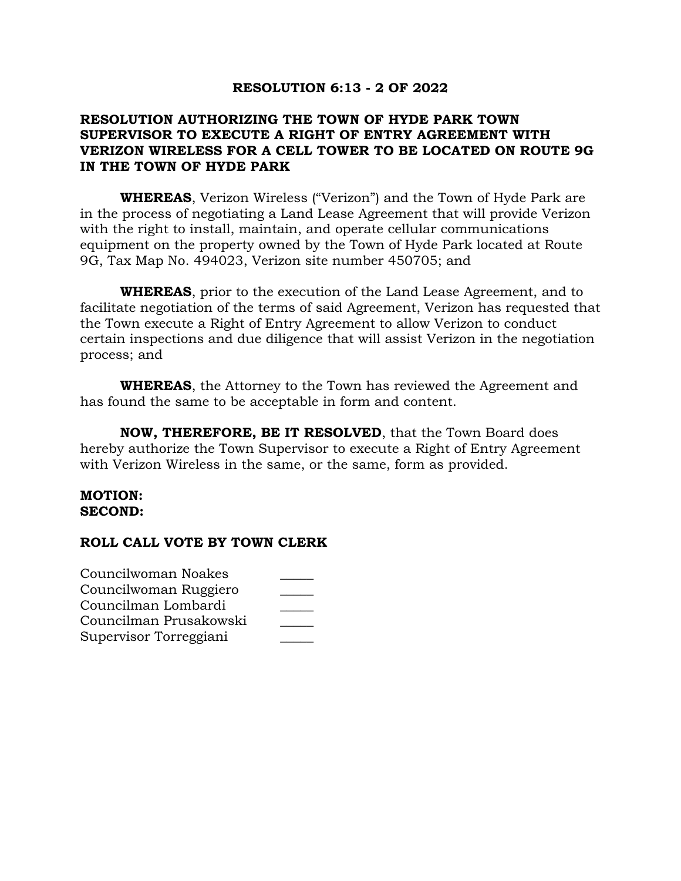# RESOLUTION 6:13 - 2 OF 2022

## RESOLUTION AUTHORIZING THE TOWN OF HYDE PARK TOWN SUPERVISOR TO EXECUTE A RIGHT OF ENTRY AGREEMENT WITH VERIZON WIRELESS FOR A CELL TOWER TO BE LOCATED ON ROUTE 9G IN THE TOWN OF HYDE PARK

**WHEREAS**, Verizon Wireless ("Verizon") and the Town of Hyde Park are in the process of negotiating a Land Lease Agreement that will provide Verizon with the right to install, maintain, and operate cellular communications equipment on the property owned by the Town of Hyde Park located at Route 9G, Tax Map No. 494023, Verizon site number 450705; and

**WHEREAS**, prior to the execution of the Land Lease Agreement, and to facilitate negotiation of the terms of said Agreement, Verizon has requested that the Town execute a Right of Entry Agreement to allow Verizon to conduct certain inspections and due diligence that will assist Verizon in the negotiation process; and

**WHEREAS**, the Attorney to the Town has reviewed the Agreement and has found the same to be acceptable in form and content.

**NOW, THEREFORE, BE IT RESOLVED**, that the Town Board does hereby authorize the Town Supervisor to execute a Right of Entry Agreement with Verizon Wireless in the same, or the same, form as provided.

**MOTION:**
**SECOND:**

**ROLL CALL VOTE BY TOWN CLERK**

| | |
|---|---|
| Councilwoman Noakes | _____ |
| Councilwoman Ruggiero | _____ |
| Councilman Lombardi | _____ |
| Councilman Prusakowski | _____ |
| Supervisor Torreggiani | _____ |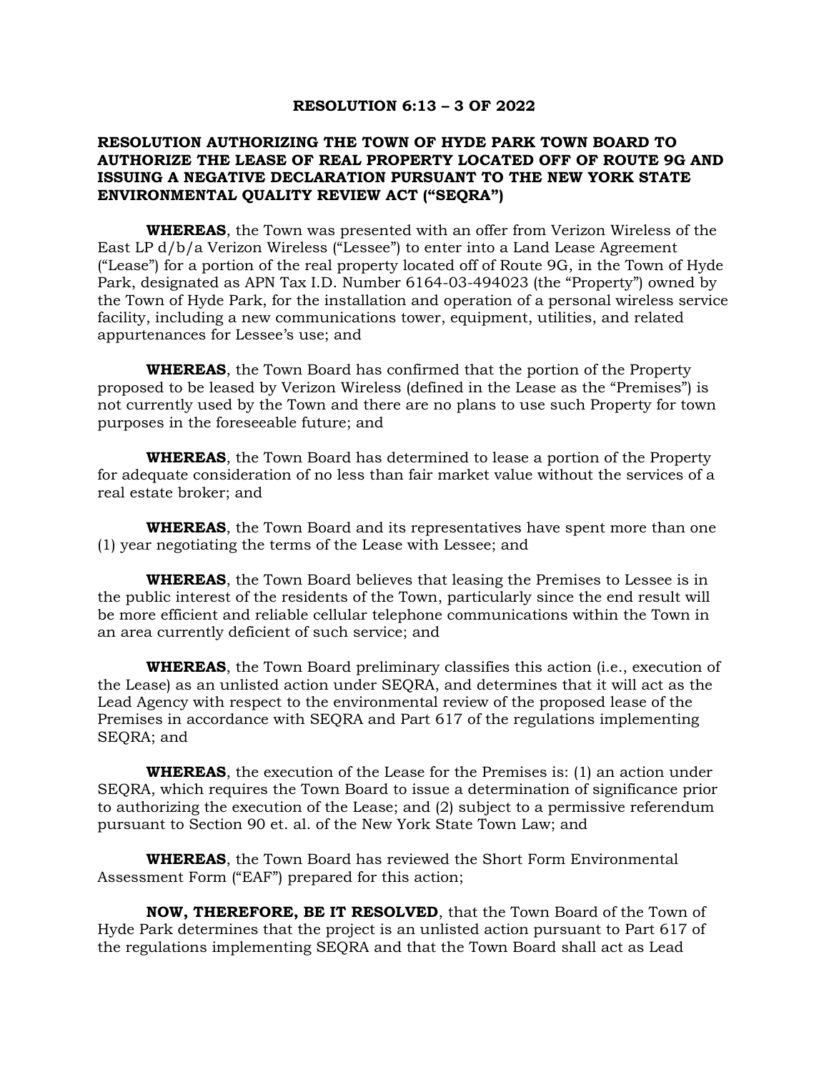**RESOLUTION 6:13 – 3 OF 2022**

**RESOLUTION AUTHORIZING THE TOWN OF HYDE PARK TOWN BOARD TO AUTHORIZE THE LEASE OF REAL PROPERTY LOCATED OFF OF ROUTE 9G AND ISSUING A NEGATIVE DECLARATION PURSUANT TO THE NEW YORK STATE ENVIRONMENTAL QUALITY REVIEW ACT ("SEQRA")**

**WHEREAS**, the Town was presented with an offer from Verizon Wireless of the East LP d/b/a Verizon Wireless ("Lessee") to enter into a Land Lease Agreement ("Lease") for a portion of the real property located off of Route 9G, in the Town of Hyde Park, designated as APN Tax I.D. Number 6164-03-494023 (the "Property") owned by the Town of Hyde Park, for the installation and operation of a personal wireless service facility, including a new communications tower, equipment, utilities, and related appurtenances for Lessee's use; and

**WHEREAS**, the Town Board has confirmed that the portion of the Property proposed to be leased by Verizon Wireless (defined in the Lease as the "Premises") is not currently used by the Town and there are no plans to use such Property for town purposes in the foreseeable future; and

**WHEREAS**, the Town Board has determined to lease a portion of the Property for adequate consideration of no less than fair market value without the services of a real estate broker; and

**WHEREAS**, the Town Board and its representatives have spent more than one (1) year negotiating the terms of the Lease with Lessee; and

**WHEREAS**, the Town Board believes that leasing the Premises to Lessee is in the public interest of the residents of the Town, particularly since the end result will be more efficient and reliable cellular telephone communications within the Town in an area currently deficient of such service; and

**WHEREAS**, the Town Board preliminary classifies this action (i.e., execution of the Lease) as an unlisted action under SEQRA, and determines that it will act as the Lead Agency with respect to the environmental review of the proposed lease of the Premises in accordance with SEQRA and Part 617 of the regulations implementing SEQRA; and

**WHEREAS**, the execution of the Lease for the Premises is: (1) an action under SEQRA, which requires the Town Board to issue a determination of significance prior to authorizing the execution of the Lease; and (2) subject to a permissive referendum pursuant to Section 90 et. al. of the New York State Town Law; and

**WHEREAS**, the Town Board has reviewed the Short Form Environmental Assessment Form ("EAF") prepared for this action;

**NOW, THEREFORE, BE IT RESOLVED**, that the Town Board of the Town of Hyde Park determines that the project is an unlisted action pursuant to Part 617 of the regulations implementing SEQRA and that the Town Board shall act as Lead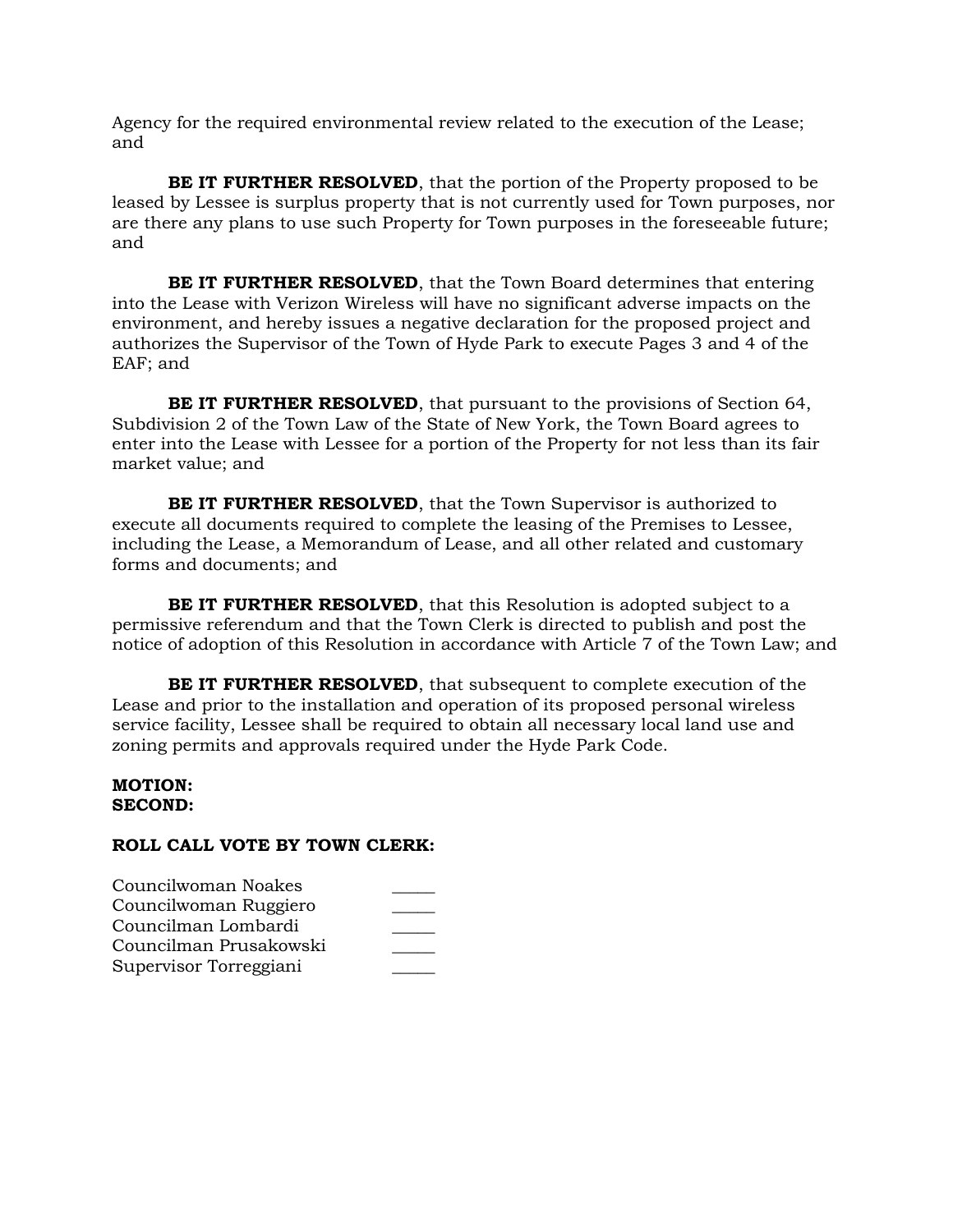Agency for the required environmental review related to the execution of the Lease; and

**BE IT FURTHER RESOLVED**, that the portion of the Property proposed to be leased by Lessee is surplus property that is not currently used for Town purposes, nor are there any plans to use such Property for Town purposes in the foreseeable future; and

**BE IT FURTHER RESOLVED**, that the Town Board determines that entering into the Lease with Verizon Wireless will have no significant adverse impacts on the environment, and hereby issues a negative declaration for the proposed project and authorizes the Supervisor of the Town of Hyde Park to execute Pages 3 and 4 of the EAF; and

**BE IT FURTHER RESOLVED**, that pursuant to the provisions of Section 64, Subdivision 2 of the Town Law of the State of New York, the Town Board agrees to enter into the Lease with Lessee for a portion of the Property for not less than its fair market value; and

**BE IT FURTHER RESOLVED**, that the Town Supervisor is authorized to execute all documents required to complete the leasing of the Premises to Lessee, including the Lease, a Memorandum of Lease, and all other related and customary forms and documents; and

**BE IT FURTHER RESOLVED**, that this Resolution is adopted subject to a permissive referendum and that the Town Clerk is directed to publish and post the notice of adoption of this Resolution in accordance with Article 7 of the Town Law; and

**BE IT FURTHER RESOLVED**, that subsequent to complete execution of the Lease and prior to the installation and operation of its proposed personal wireless service facility, Lessee shall be required to obtain all necessary local land use and zoning permits and approvals required under the Hyde Park Code.

**MOTION:**
**SECOND:**

**ROLL CALL VOTE BY TOWN CLERK:**

Councilwoman Noakes _____
Councilwoman Ruggiero _____
Councilman Lombardi _____
Councilman Prusakowski _____
Supervisor Torreggiani _____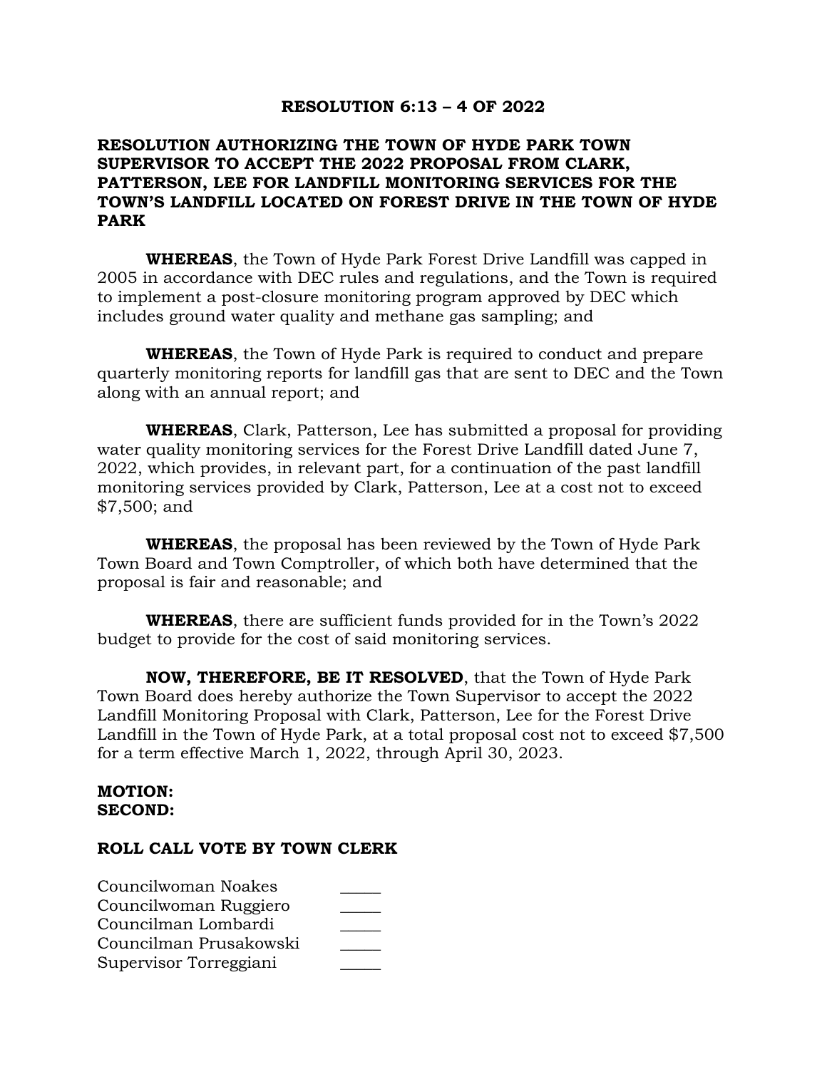# RESOLUTION 6:13 – 4 OF 2022

## RESOLUTION AUTHORIZING THE TOWN OF HYDE PARK TOWN SUPERVISOR TO ACCEPT THE 2022 PROPOSAL FROM CLARK, PATTERSON, LEE FOR LANDFILL MONITORING SERVICES FOR THE TOWN'S LANDFILL LOCATED ON FOREST DRIVE IN THE TOWN OF HYDE PARK

**WHEREAS**, the Town of Hyde Park Forest Drive Landfill was capped in 2005 in accordance with DEC rules and regulations, and the Town is required to implement a post-closure monitoring program approved by DEC which includes ground water quality and methane gas sampling; and

**WHEREAS**, the Town of Hyde Park is required to conduct and prepare quarterly monitoring reports for landfill gas that are sent to DEC and the Town along with an annual report; and

**WHEREAS**, Clark, Patterson, Lee has submitted a proposal for providing water quality monitoring services for the Forest Drive Landfill dated June 7, 2022, which provides, in relevant part, for a continuation of the past landfill monitoring services provided by Clark, Patterson, Lee at a cost not to exceed $7,500; and

**WHEREAS**, the proposal has been reviewed by the Town of Hyde Park Town Board and Town Comptroller, of which both have determined that the proposal is fair and reasonable; and

**WHEREAS**, there are sufficient funds provided for in the Town's 2022 budget to provide for the cost of said monitoring services.

**NOW, THEREFORE, BE IT RESOLVED**, that the Town of Hyde Park Town Board does hereby authorize the Town Supervisor to accept the 2022 Landfill Monitoring Proposal with Clark, Patterson, Lee for the Forest Drive Landfill in the Town of Hyde Park, at a total proposal cost not to exceed $7,500 for a term effective March 1, 2022, through April 30, 2023.

**MOTION:**
**SECOND:**

**ROLL CALL VOTE BY TOWN CLERK**

Councilwoman Noakes _____
Councilwoman Ruggiero _____
Councilman Lombardi _____
Councilman Prusakowski _____
Supervisor Torreggiani _____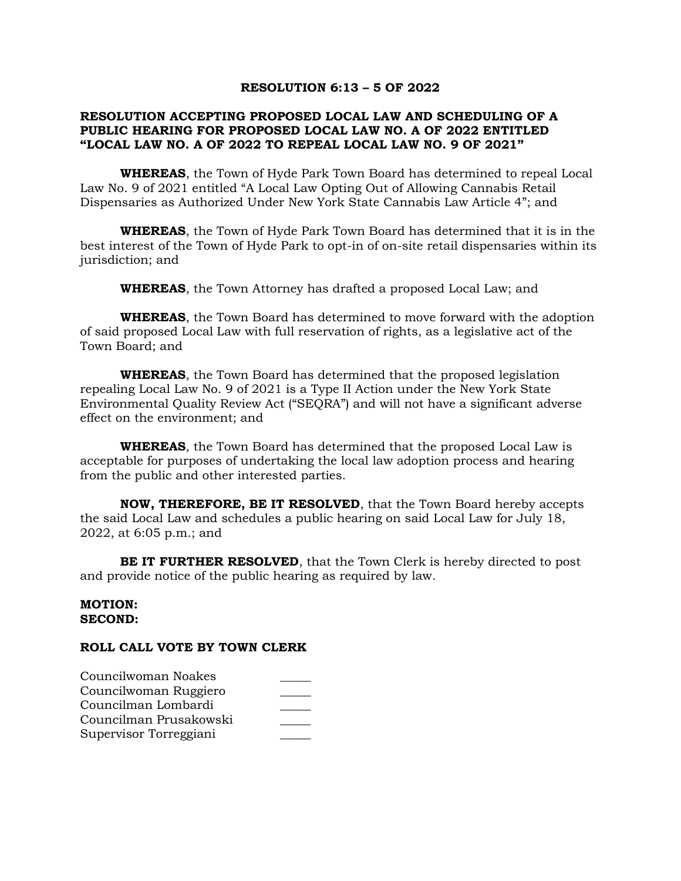**RESOLUTION 6:13 – 5 OF 2022**

**RESOLUTION ACCEPTING PROPOSED LOCAL LAW AND SCHEDULING OF A PUBLIC HEARING FOR PROPOSED LOCAL LAW NO. A OF 2022 ENTITLED "LOCAL LAW NO. A OF 2022 TO REPEAL LOCAL LAW NO. 9 OF 2021"**

**WHEREAS**, the Town of Hyde Park Town Board has determined to repeal Local Law No. 9 of 2021 entitled "A Local Law Opting Out of Allowing Cannabis Retail Dispensaries as Authorized Under New York State Cannabis Law Article 4"; and

**WHEREAS**, the Town of Hyde Park Town Board has determined that it is in the best interest of the Town of Hyde Park to opt-in of on-site retail dispensaries within its jurisdiction; and

**WHEREAS**, the Town Attorney has drafted a proposed Local Law; and

**WHEREAS**, the Town Board has determined to move forward with the adoption of said proposed Local Law with full reservation of rights, as a legislative act of the Town Board; and

**WHEREAS**, the Town Board has determined that the proposed legislation repealing Local Law No. 9 of 2021 is a Type II Action under the New York State Environmental Quality Review Act ("SEQRA") and will not have a significant adverse effect on the environment; and

**WHEREAS**, the Town Board has determined that the proposed Local Law is acceptable for purposes of undertaking the local law adoption process and hearing from the public and other interested parties.

**NOW, THEREFORE, BE IT RESOLVED**, that the Town Board hereby accepts the said Local Law and schedules a public hearing on said Local Law for July 18, 2022, at 6:05 p.m.; and

**BE IT FURTHER RESOLVED**, that the Town Clerk is hereby directed to post and provide notice of the public hearing as required by law.

**MOTION:**
**SECOND:**

**ROLL CALL VOTE BY TOWN CLERK**

Councilwoman Noakes _____
Councilwoman Ruggiero _____
Councilman Lombardi _____
Councilman Prusakowski _____
Supervisor Torreggiani _____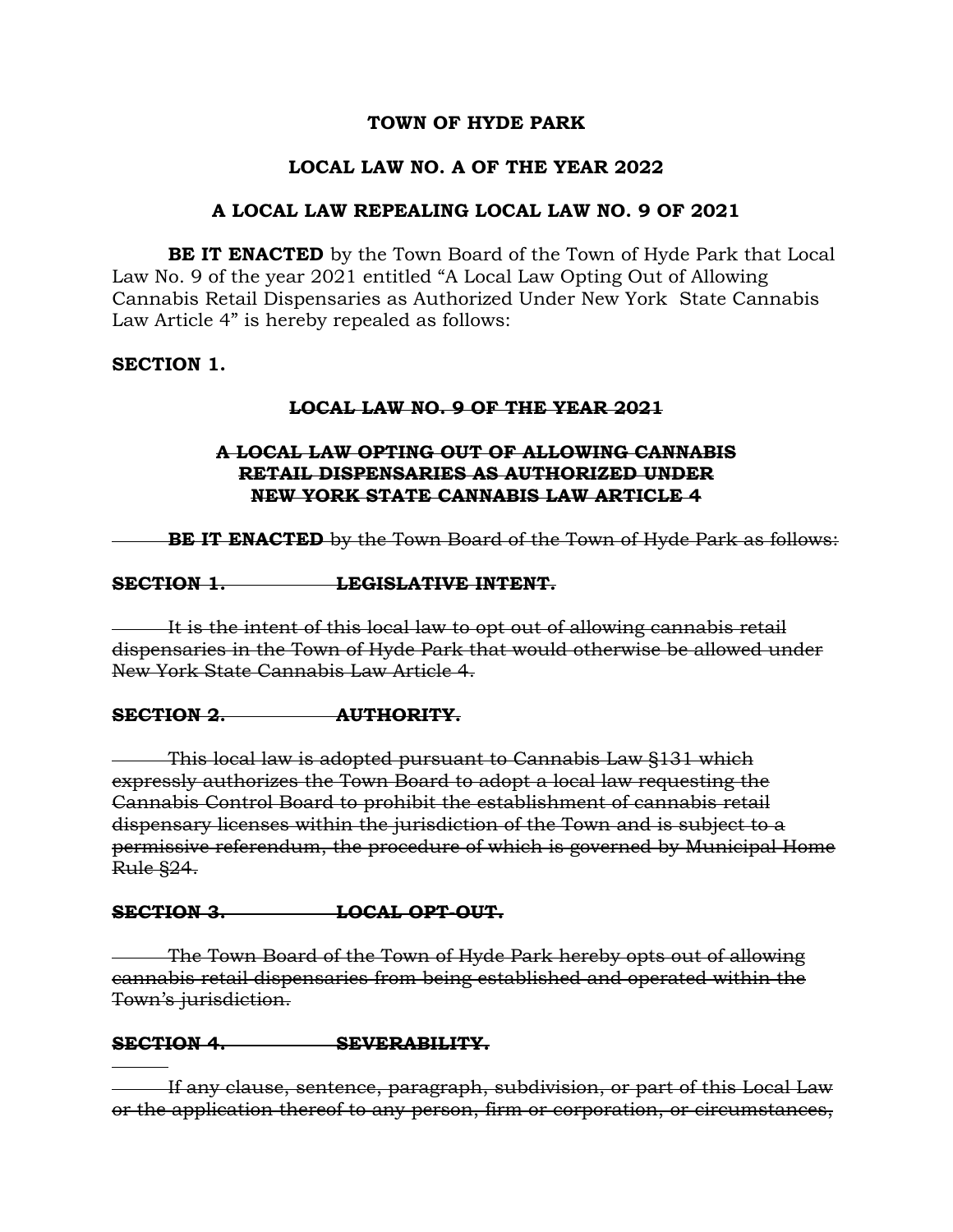**TOWN OF HYDE PARK**

**LOCAL LAW NO. A OF THE YEAR 2022**

**A LOCAL LAW REPEALING LOCAL LAW NO. 9 OF 2021**

**BE IT ENACTED** by the Town Board of the Town of Hyde Park that Local Law No. 9 of the year 2021 entitled "A Local Law Opting Out of Allowing Cannabis Retail Dispensaries as Authorized Under New York State Cannabis Law Article 4" is hereby repealed as follows:

**SECTION 1.**

~~**LOCAL LAW NO. 9 OF THE YEAR 2021**~~

~~**A LOCAL LAW OPTING OUT OF ALLOWING CANNABIS RETAIL DISPENSARIES AS AUTHORIZED UNDER NEW YORK STATE CANNABIS LAW ARTICLE 4**~~

~~**BE IT ENACTED** by the Town Board of the Town of Hyde Park as follows:~~

~~**SECTION 1. LEGISLATIVE INTENT.**~~

~~It is the intent of this local law to opt out of allowing cannabis retail dispensaries in the Town of Hyde Park that would otherwise be allowed under New York State Cannabis Law Article 4.~~

~~**SECTION 2. AUTHORITY.**~~

~~This local law is adopted pursuant to Cannabis Law §131 which expressly authorizes the Town Board to adopt a local law requesting the Cannabis Control Board to prohibit the establishment of cannabis retail dispensary licenses within the jurisdiction of the Town and is subject to a permissive referendum, the procedure of which is governed by Municipal Home Rule §24.~~

~~**SECTION 3. LOCAL OPT-OUT.**~~

~~The Town Board of the Town of Hyde Park hereby opts out of allowing cannabis retail dispensaries from being established and operated within the Town's jurisdiction.~~

~~**SECTION 4. SEVERABILITY.**~~

~~If any clause, sentence, paragraph, subdivision, or part of this Local Law or the application thereof to any person, firm or corporation, or circumstances,~~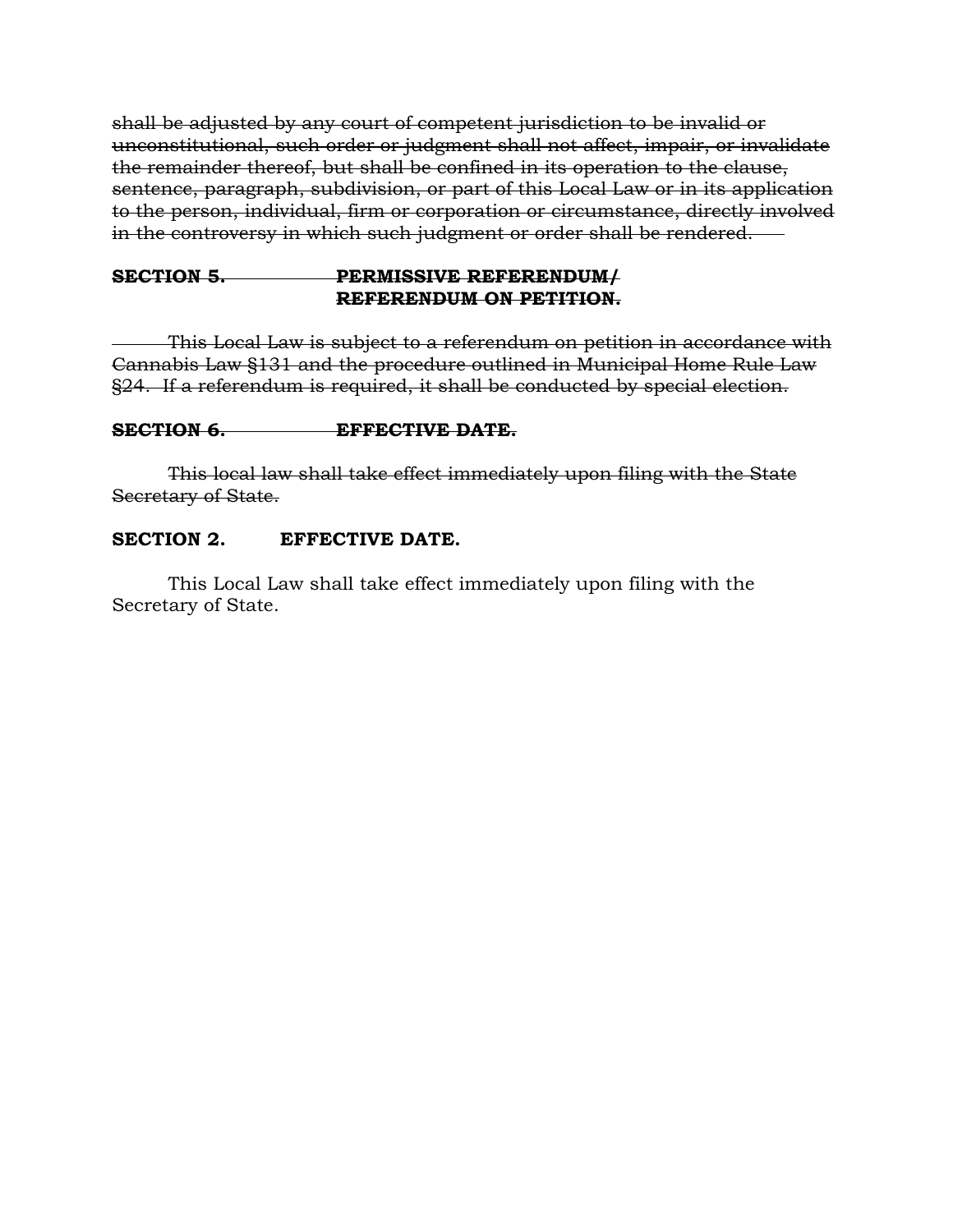~~shall be adjusted by any court of competent jurisdiction to be invalid or unconstitutional, such order or judgment shall not affect, impair, or invalidate the remainder thereof, but shall be confined in its operation to the clause, sentence, paragraph, subdivision, or part of this Local Law or in its application to the person, individual, firm or corporation or circumstance, directly involved in the controversy in which such judgment or order shall be rendered.~~

~~**SECTION 5. PERMISSIVE REFERENDUM/ REFERENDUM ON PETITION.**~~

~~This Local Law is subject to a referendum on petition in accordance with Cannabis Law §131 and the procedure outlined in Municipal Home Rule Law §24. If a referendum is required, it shall be conducted by special election.~~

~~**SECTION 6. EFFECTIVE DATE.**~~

~~This local law shall take effect immediately upon filing with the State Secretary of State.~~

**SECTION 2. EFFECTIVE DATE.**

This Local Law shall take effect immediately upon filing with the Secretary of State.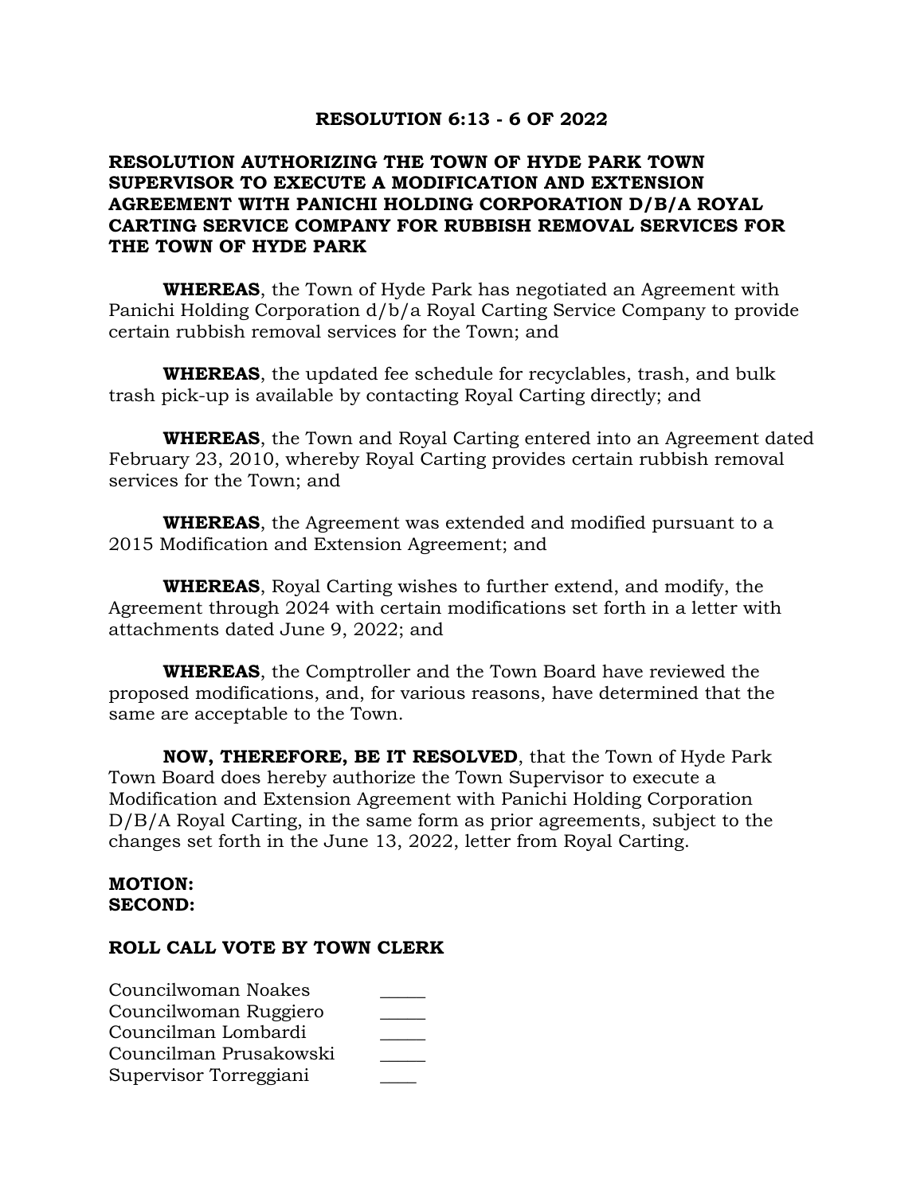**RESOLUTION 6:13 - 6 OF 2022**

**RESOLUTION AUTHORIZING THE TOWN OF HYDE PARK TOWN SUPERVISOR TO EXECUTE A MODIFICATION AND EXTENSION AGREEMENT WITH PANICHI HOLDING CORPORATION D/B/A ROYAL CARTING SERVICE COMPANY FOR RUBBISH REMOVAL SERVICES FOR THE TOWN OF HYDE PARK**

**WHEREAS**, the Town of Hyde Park has negotiated an Agreement with Panichi Holding Corporation d/b/a Royal Carting Service Company to provide certain rubbish removal services for the Town; and

**WHEREAS**, the updated fee schedule for recyclables, trash, and bulk trash pick-up is available by contacting Royal Carting directly; and

**WHEREAS**, the Town and Royal Carting entered into an Agreement dated February 23, 2010, whereby Royal Carting provides certain rubbish removal services for the Town; and

**WHEREAS**, the Agreement was extended and modified pursuant to a 2015 Modification and Extension Agreement; and

**WHEREAS**, Royal Carting wishes to further extend, and modify, the Agreement through 2024 with certain modifications set forth in a letter with attachments dated June 9, 2022; and

**WHEREAS**, the Comptroller and the Town Board have reviewed the proposed modifications, and, for various reasons, have determined that the same are acceptable to the Town.

**NOW, THEREFORE, BE IT RESOLVED**, that the Town of Hyde Park Town Board does hereby authorize the Town Supervisor to execute a Modification and Extension Agreement with Panichi Holding Corporation D/B/A Royal Carting, in the same form as prior agreements, subject to the changes set forth in the June 13, 2022, letter from Royal Carting.

**MOTION:**
**SECOND:**

**ROLL CALL VOTE BY TOWN CLERK**

Councilwoman Noakes _____
Councilwoman Ruggiero _____
Councilman Lombardi _____
Councilman Prusakowski _____
Supervisor Torreggiani ____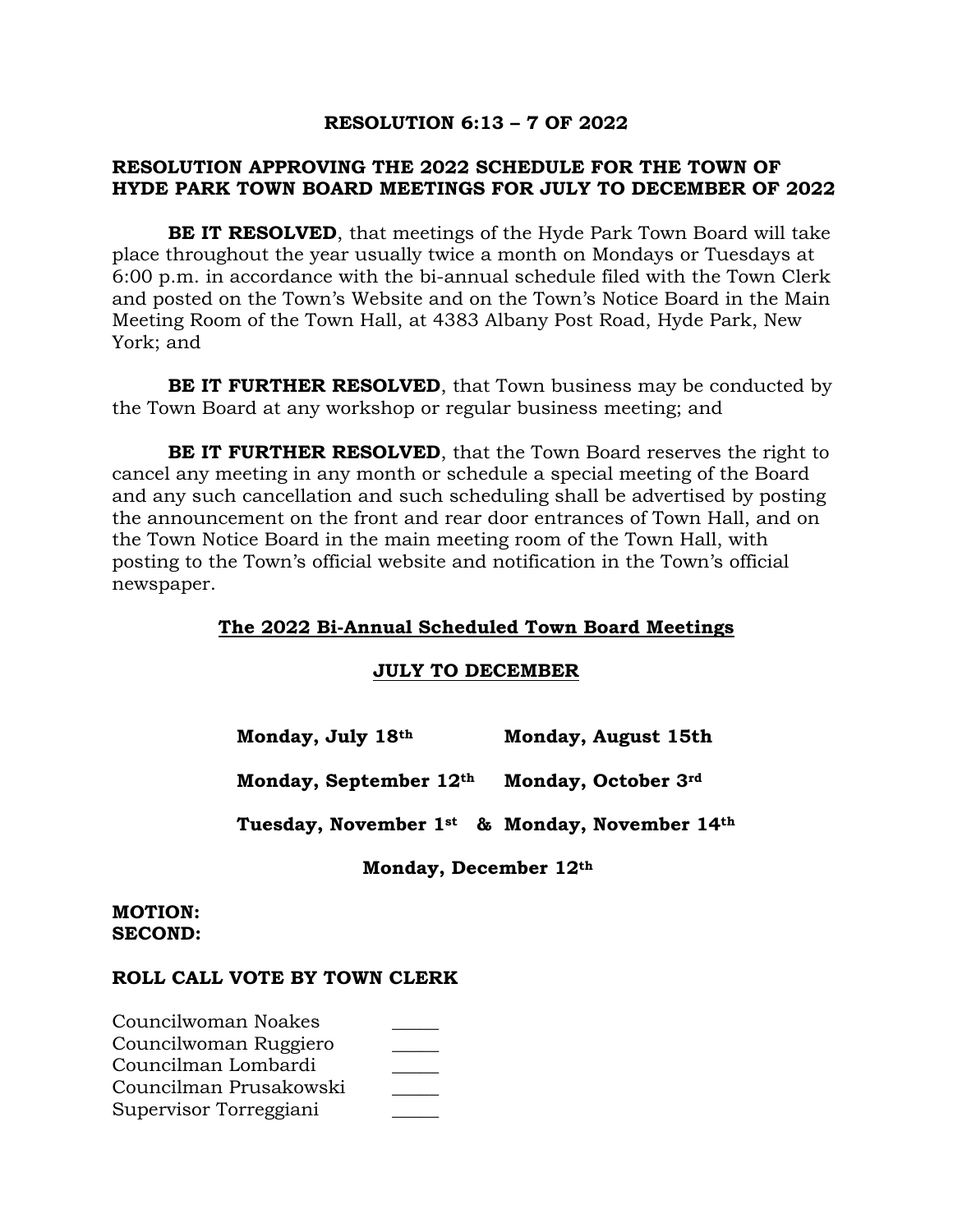**RESOLUTION 6:13 – 7 OF 2022**

**RESOLUTION APPROVING THE 2022 SCHEDULE FOR THE TOWN OF HYDE PARK TOWN BOARD MEETINGS FOR JULY TO DECEMBER OF 2022**

**BE IT RESOLVED**, that meetings of the Hyde Park Town Board will take place throughout the year usually twice a month on Mondays or Tuesdays at 6:00 p.m. in accordance with the bi-annual schedule filed with the Town Clerk and posted on the Town's Website and on the Town's Notice Board in the Main Meeting Room of the Town Hall, at 4383 Albany Post Road, Hyde Park, New York; and

**BE IT FURTHER RESOLVED**, that Town business may be conducted by the Town Board at any workshop or regular business meeting; and

**BE IT FURTHER RESOLVED**, that the Town Board reserves the right to cancel any meeting in any month or schedule a special meeting of the Board and any such cancellation and such scheduling shall be advertised by posting the announcement on the front and rear door entrances of Town Hall, and on the Town Notice Board in the main meeting room of the Town Hall, with posting to the Town's official website and notification in the Town's official newspaper.

**<u>The 2022 Bi-Annual Scheduled Town Board Meetings</u>**

**<u>JULY TO DECEMBER</u>**

**Monday, July 18th** **Monday, August 15th**

**Monday, September 12th** **Monday, October 3rd**

**Tuesday, November 1st & Monday, November 14th**

**Monday, December 12th**

**MOTION:**
**SECOND:**

**ROLL CALL VOTE BY TOWN CLERK**

Councilwoman Noakes _____
Councilwoman Ruggiero _____
Councilman Lombardi _____
Councilman Prusakowski _____
Supervisor Torreggiani _____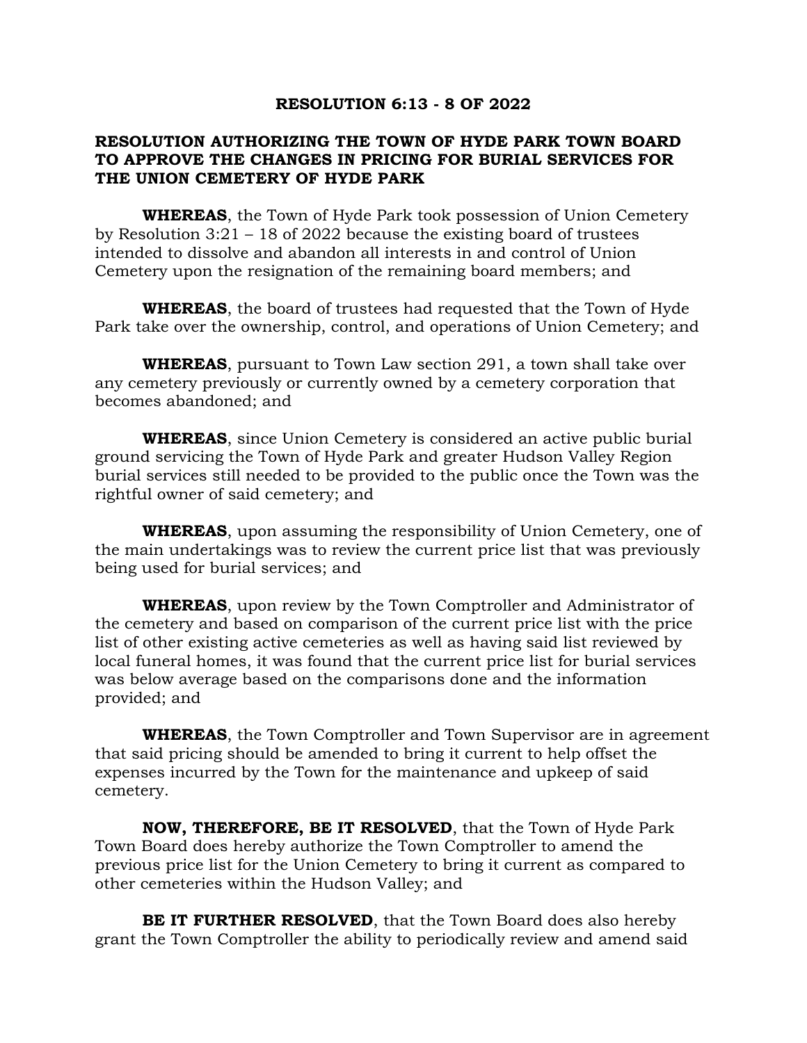**RESOLUTION 6:13 - 8 OF 2022**

**RESOLUTION AUTHORIZING THE TOWN OF HYDE PARK TOWN BOARD TO APPROVE THE CHANGES IN PRICING FOR BURIAL SERVICES FOR THE UNION CEMETERY OF HYDE PARK**

**WHEREAS**, the Town of Hyde Park took possession of Union Cemetery by Resolution 3:21 – 18 of 2022 because the existing board of trustees intended to dissolve and abandon all interests in and control of Union Cemetery upon the resignation of the remaining board members; and

**WHEREAS**, the board of trustees had requested that the Town of Hyde Park take over the ownership, control, and operations of Union Cemetery; and

**WHEREAS**, pursuant to Town Law section 291, a town shall take over any cemetery previously or currently owned by a cemetery corporation that becomes abandoned; and

**WHEREAS**, since Union Cemetery is considered an active public burial ground servicing the Town of Hyde Park and greater Hudson Valley Region burial services still needed to be provided to the public once the Town was the rightful owner of said cemetery; and

**WHEREAS**, upon assuming the responsibility of Union Cemetery, one of the main undertakings was to review the current price list that was previously being used for burial services; and

**WHEREAS**, upon review by the Town Comptroller and Administrator of the cemetery and based on comparison of the current price list with the price list of other existing active cemeteries as well as having said list reviewed by local funeral homes, it was found that the current price list for burial services was below average based on the comparisons done and the information provided; and

**WHEREAS**, the Town Comptroller and Town Supervisor are in agreement that said pricing should be amended to bring it current to help offset the expenses incurred by the Town for the maintenance and upkeep of said cemetery.

**NOW, THEREFORE, BE IT RESOLVED**, that the Town of Hyde Park Town Board does hereby authorize the Town Comptroller to amend the previous price list for the Union Cemetery to bring it current as compared to other cemeteries within the Hudson Valley; and

**BE IT FURTHER RESOLVED**, that the Town Board does also hereby grant the Town Comptroller the ability to periodically review and amend said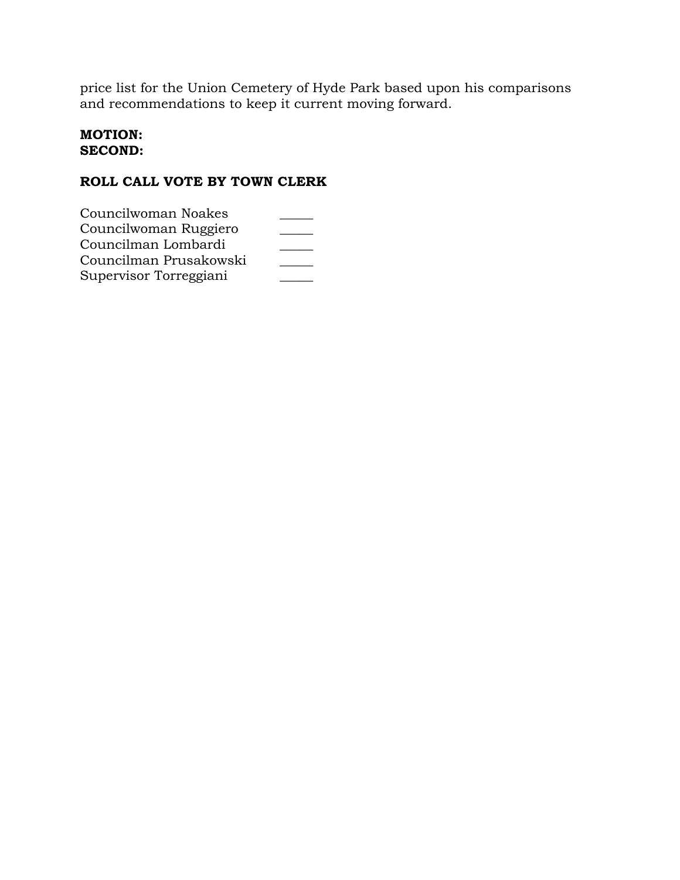price list for the Union Cemetery of Hyde Park based upon his comparisons and recommendations to keep it current moving forward.

**MOTION:**
**SECOND:**

**ROLL CALL VOTE BY TOWN CLERK**

| | |
|---|---|
| Councilwoman Noakes | _____ |
| Councilwoman Ruggiero | _____ |
| Councilman Lombardi | _____ |
| Councilman Prusakowski | _____ |
| Supervisor Torreggiani | _____ |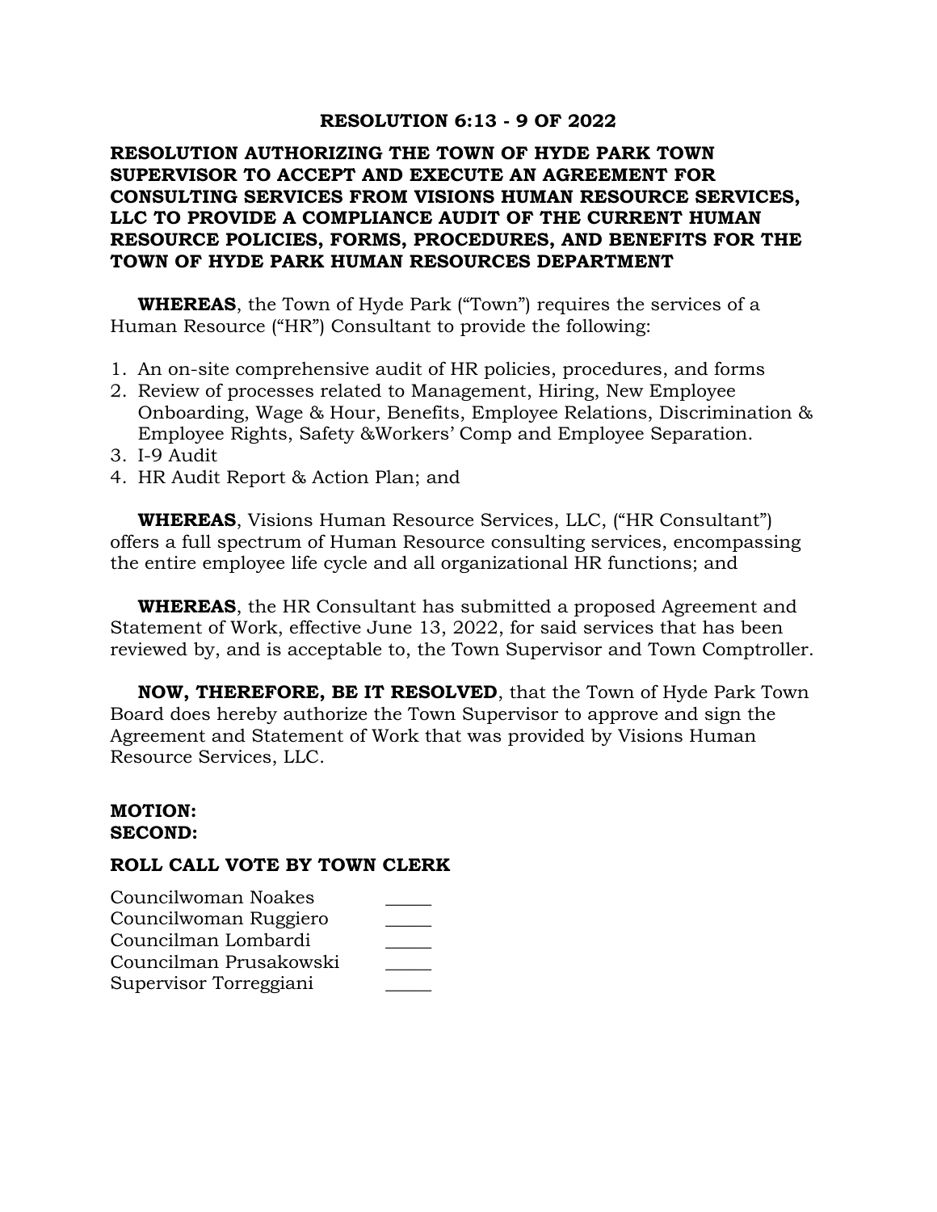**RESOLUTION 6:13 - 9 OF 2022**

**RESOLUTION AUTHORIZING THE TOWN OF HYDE PARK TOWN SUPERVISOR TO ACCEPT AND EXECUTE AN AGREEMENT FOR CONSULTING SERVICES FROM VISIONS HUMAN RESOURCE SERVICES, LLC TO PROVIDE A COMPLIANCE AUDIT OF THE CURRENT HUMAN RESOURCE POLICIES, FORMS, PROCEDURES, AND BENEFITS FOR THE TOWN OF HYDE PARK HUMAN RESOURCES DEPARTMENT**

**WHEREAS**, the Town of Hyde Park ("Town") requires the services of a Human Resource ("HR") Consultant to provide the following:

1. An on-site comprehensive audit of HR policies, procedures, and forms
2. Review of processes related to Management, Hiring, New Employee Onboarding, Wage & Hour, Benefits, Employee Relations, Discrimination & Employee Rights, Safety &Workers' Comp and Employee Separation.
3. I-9 Audit
4. HR Audit Report & Action Plan; and

**WHEREAS**, Visions Human Resource Services, LLC, ("HR Consultant") offers a full spectrum of Human Resource consulting services, encompassing the entire employee life cycle and all organizational HR functions; and

**WHEREAS**, the HR Consultant has submitted a proposed Agreement and Statement of Work, effective June 13, 2022, for said services that has been reviewed by, and is acceptable to, the Town Supervisor and Town Comptroller.

**NOW, THEREFORE, BE IT RESOLVED**, that the Town of Hyde Park Town Board does hereby authorize the Town Supervisor to approve and sign the Agreement and Statement of Work that was provided by Visions Human Resource Services, LLC.

**MOTION:**
**SECOND:**

**ROLL CALL VOTE BY TOWN CLERK**

| | |
|---|---|
| Councilwoman Noakes | _____ |
| Councilwoman Ruggiero | _____ |
| Councilman Lombardi | _____ |
| Councilman Prusakowski | _____ |
| Supervisor Torreggiani | _____ |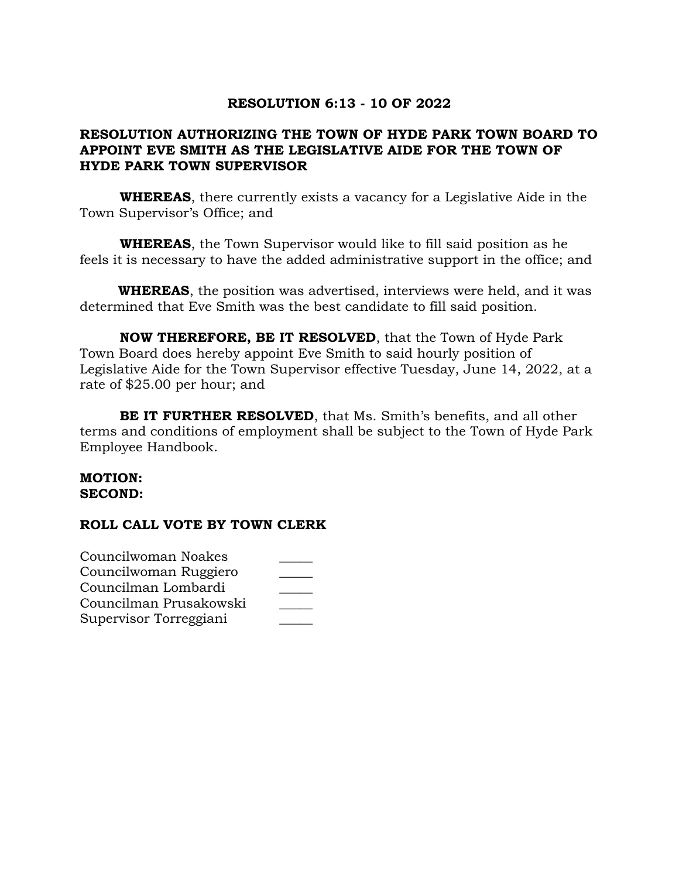**RESOLUTION 6:13 - 10 OF 2022**

**RESOLUTION AUTHORIZING THE TOWN OF HYDE PARK TOWN BOARD TO APPOINT EVE SMITH AS THE LEGISLATIVE AIDE FOR THE TOWN OF HYDE PARK TOWN SUPERVISOR**

**WHEREAS**, there currently exists a vacancy for a Legislative Aide in the Town Supervisor's Office; and

**WHEREAS**, the Town Supervisor would like to fill said position as he feels it is necessary to have the added administrative support in the office; and

**WHEREAS**, the position was advertised, interviews were held, and it was determined that Eve Smith was the best candidate to fill said position.

**NOW THEREFORE, BE IT RESOLVED**, that the Town of Hyde Park Town Board does hereby appoint Eve Smith to said hourly position of Legislative Aide for the Town Supervisor effective Tuesday, June 14, 2022, at a rate of $25.00 per hour; and

**BE IT FURTHER RESOLVED**, that Ms. Smith's benefits, and all other terms and conditions of employment shall be subject to the Town of Hyde Park Employee Handbook.

**MOTION:**
**SECOND:**

**ROLL CALL VOTE BY TOWN CLERK**

Councilwoman Noakes _____
Councilwoman Ruggiero _____
Councilman Lombardi _____
Councilman Prusakowski _____
Supervisor Torreggiani _____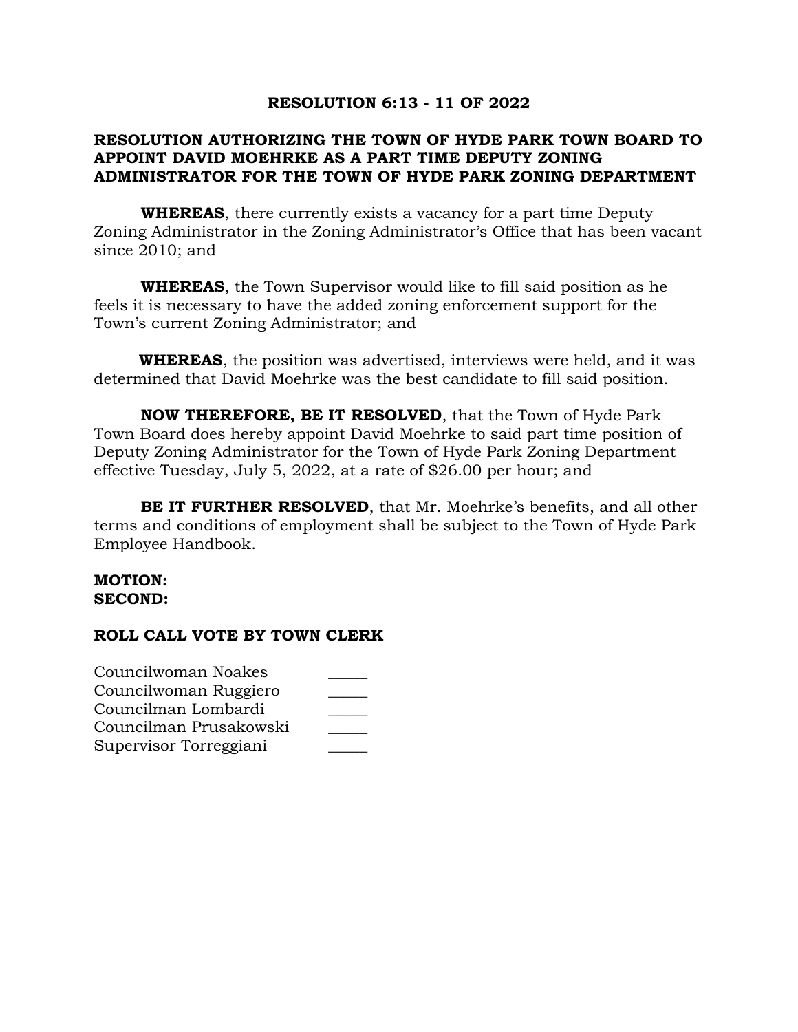# RESOLUTION 6:13 - 11 OF 2022

## RESOLUTION AUTHORIZING THE TOWN OF HYDE PARK TOWN BOARD TO APPOINT DAVID MOEHRKE AS A PART TIME DEPUTY ZONING ADMINISTRATOR FOR THE TOWN OF HYDE PARK ZONING DEPARTMENT

**WHEREAS**, there currently exists a vacancy for a part time Deputy Zoning Administrator in the Zoning Administrator's Office that has been vacant since 2010; and

**WHEREAS**, the Town Supervisor would like to fill said position as he feels it is necessary to have the added zoning enforcement support for the Town's current Zoning Administrator; and

**WHEREAS**, the position was advertised, interviews were held, and it was determined that David Moehrke was the best candidate to fill said position.

**NOW THEREFORE, BE IT RESOLVED**, that the Town of Hyde Park Town Board does hereby appoint David Moehrke to said part time position of Deputy Zoning Administrator for the Town of Hyde Park Zoning Department effective Tuesday, July 5, 2022, at a rate of $26.00 per hour; and

**BE IT FURTHER RESOLVED**, that Mr. Moehrke's benefits, and all other terms and conditions of employment shall be subject to the Town of Hyde Park Employee Handbook.

**MOTION:**
**SECOND:**

**ROLL CALL VOTE BY TOWN CLERK**

Councilwoman Noakes _____
Councilwoman Ruggiero _____
Councilman Lombardi _____
Councilman Prusakowski _____
Supervisor Torreggiani _____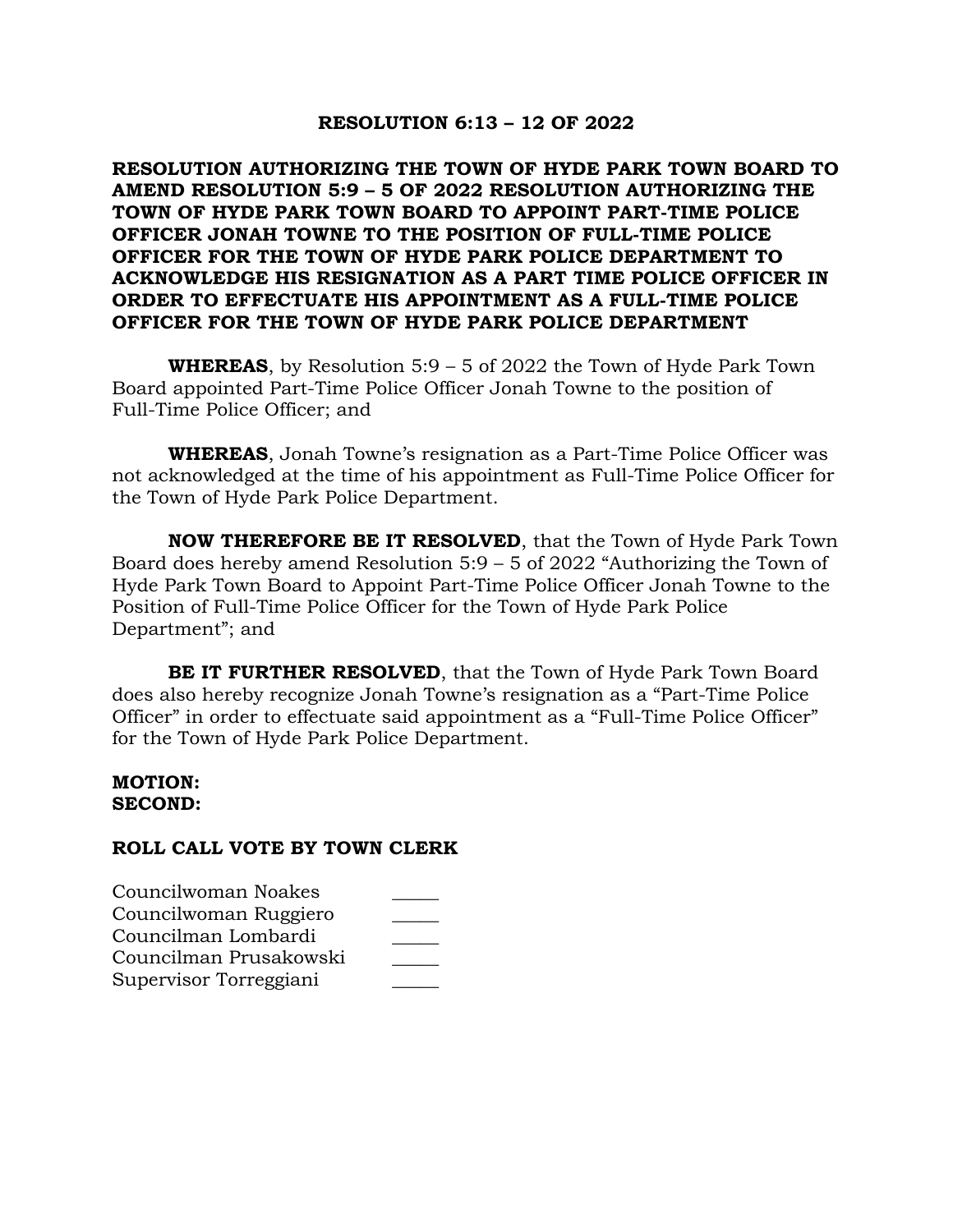**RESOLUTION 6:13 – 12 OF 2022**

**RESOLUTION AUTHORIZING THE TOWN OF HYDE PARK TOWN BOARD TO AMEND RESOLUTION 5:9 – 5 OF 2022 RESOLUTION AUTHORIZING THE TOWN OF HYDE PARK TOWN BOARD TO APPOINT PART-TIME POLICE OFFICER JONAH TOWNE TO THE POSITION OF FULL-TIME POLICE OFFICER FOR THE TOWN OF HYDE PARK POLICE DEPARTMENT TO ACKNOWLEDGE HIS RESIGNATION AS A PART TIME POLICE OFFICER IN ORDER TO EFFECTUATE HIS APPOINTMENT AS A FULL-TIME POLICE OFFICER FOR THE TOWN OF HYDE PARK POLICE DEPARTMENT**

**WHEREAS**, by Resolution 5:9 – 5 of 2022 the Town of Hyde Park Town Board appointed Part-Time Police Officer Jonah Towne to the position of Full-Time Police Officer; and

**WHEREAS**, Jonah Towne's resignation as a Part-Time Police Officer was not acknowledged at the time of his appointment as Full-Time Police Officer for the Town of Hyde Park Police Department.

**NOW THEREFORE BE IT RESOLVED**, that the Town of Hyde Park Town Board does hereby amend Resolution 5:9 – 5 of 2022 "Authorizing the Town of Hyde Park Town Board to Appoint Part-Time Police Officer Jonah Towne to the Position of Full-Time Police Officer for the Town of Hyde Park Police Department"; and

**BE IT FURTHER RESOLVED**, that the Town of Hyde Park Town Board does also hereby recognize Jonah Towne's resignation as a "Part-Time Police Officer" in order to effectuate said appointment as a "Full-Time Police Officer" for the Town of Hyde Park Police Department.

**MOTION:**
**SECOND:**

**ROLL CALL VOTE BY TOWN CLERK**

Councilwoman Noakes \_\_\_\_\_
Councilwoman Ruggiero \_\_\_\_\_
Councilman Lombardi \_\_\_\_\_
Councilman Prusakowski \_\_\_\_\_
Supervisor Torreggiani \_\_\_\_\_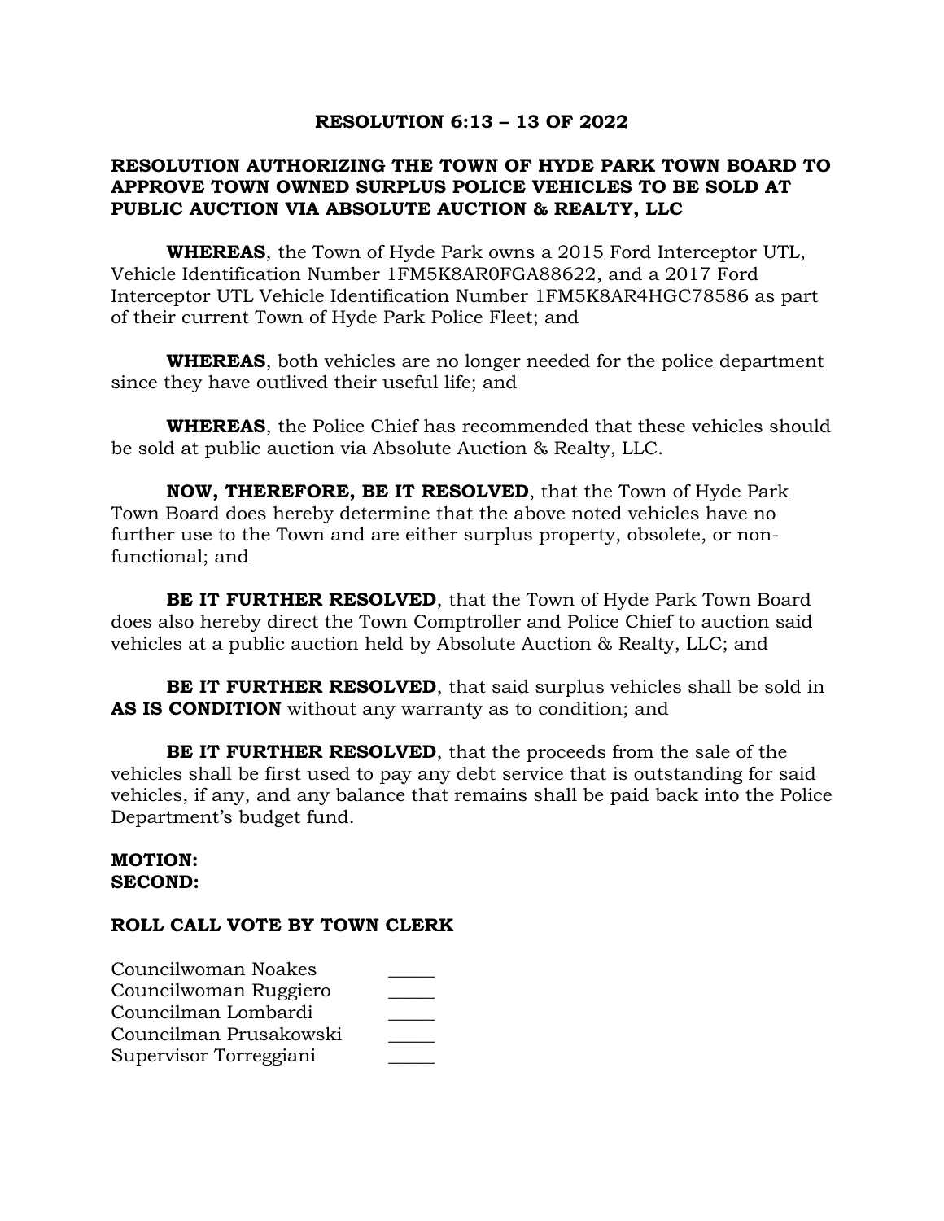# RESOLUTION 6:13 – 13 OF 2022

## RESOLUTION AUTHORIZING THE TOWN OF HYDE PARK TOWN BOARD TO APPROVE TOWN OWNED SURPLUS POLICE VEHICLES TO BE SOLD AT PUBLIC AUCTION VIA ABSOLUTE AUCTION & REALTY, LLC

**WHEREAS**, the Town of Hyde Park owns a 2015 Ford Interceptor UTL, Vehicle Identification Number 1FM5K8AR0FGA88622, and a 2017 Ford Interceptor UTL Vehicle Identification Number 1FM5K8AR4HGC78586 as part of their current Town of Hyde Park Police Fleet; and

**WHEREAS**, both vehicles are no longer needed for the police department since they have outlived their useful life; and

**WHEREAS**, the Police Chief has recommended that these vehicles should be sold at public auction via Absolute Auction & Realty, LLC.

**NOW, THEREFORE, BE IT RESOLVED**, that the Town of Hyde Park Town Board does hereby determine that the above noted vehicles have no further use to the Town and are either surplus property, obsolete, or non-functional; and

**BE IT FURTHER RESOLVED**, that the Town of Hyde Park Town Board does also hereby direct the Town Comptroller and Police Chief to auction said vehicles at a public auction held by Absolute Auction & Realty, LLC; and

**BE IT FURTHER RESOLVED**, that said surplus vehicles shall be sold in **AS IS CONDITION** without any warranty as to condition; and

**BE IT FURTHER RESOLVED**, that the proceeds from the sale of the vehicles shall be first used to pay any debt service that is outstanding for said vehicles, if any, and any balance that remains shall be paid back into the Police Department's budget fund.

**MOTION:**
**SECOND:**

**ROLL CALL VOTE BY TOWN CLERK**

| | |
|---|---|
| Councilwoman Noakes | _____ |
| Councilwoman Ruggiero | _____ |
| Councilman Lombardi | _____ |
| Councilman Prusakowski | _____ |
| Supervisor Torreggiani | _____ |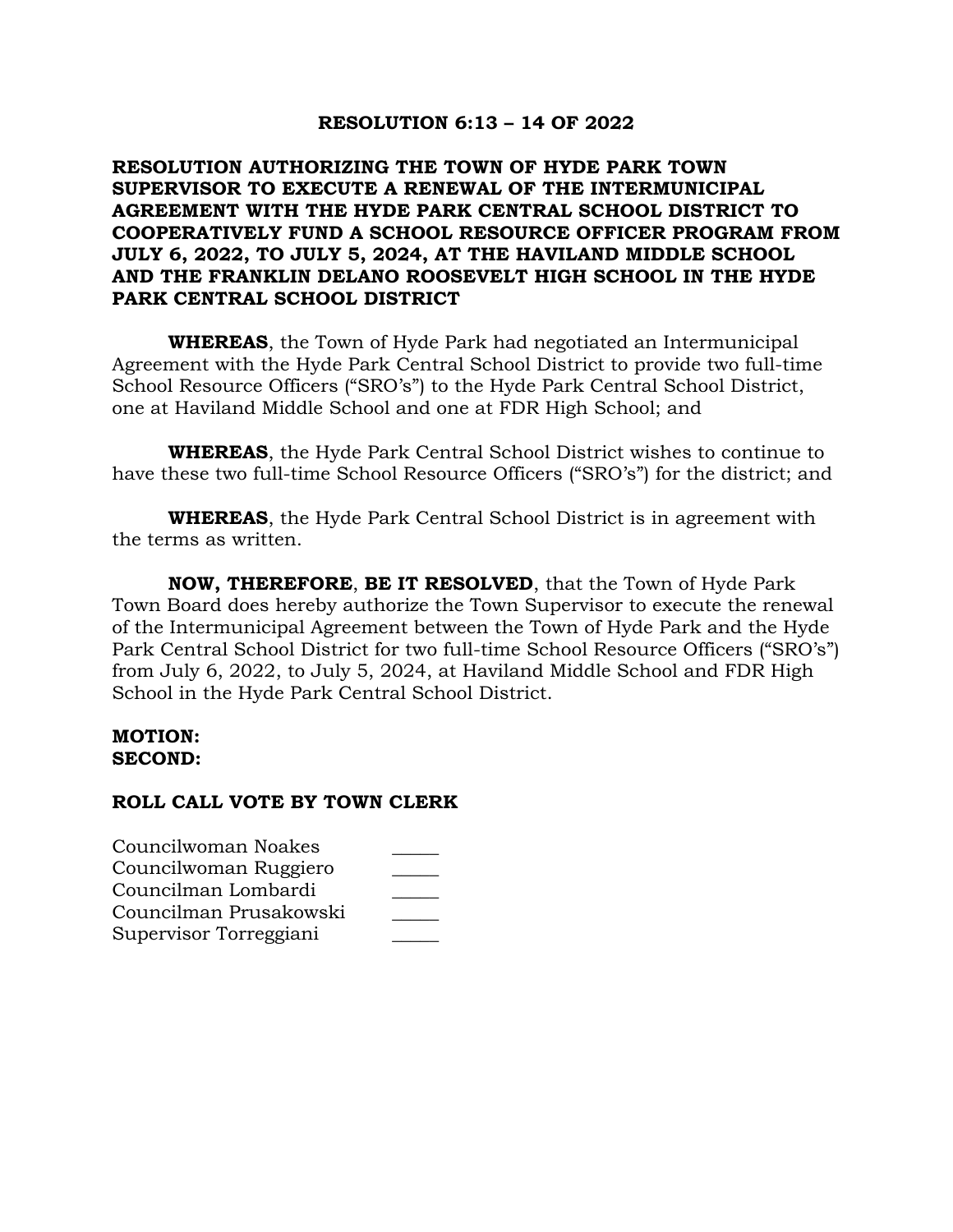# RESOLUTION 6:13 – 14 OF 2022

## RESOLUTION AUTHORIZING THE TOWN OF HYDE PARK TOWN SUPERVISOR TO EXECUTE A RENEWAL OF THE INTERMUNICIPAL AGREEMENT WITH THE HYDE PARK CENTRAL SCHOOL DISTRICT TO COOPERATIVELY FUND A SCHOOL RESOURCE OFFICER PROGRAM FROM JULY 6, 2022, TO JULY 5, 2024, AT THE HAVILAND MIDDLE SCHOOL AND THE FRANKLIN DELANO ROOSEVELT HIGH SCHOOL IN THE HYDE PARK CENTRAL SCHOOL DISTRICT

**WHEREAS**, the Town of Hyde Park had negotiated an Intermunicipal Agreement with the Hyde Park Central School District to provide two full-time School Resource Officers ("SRO's") to the Hyde Park Central School District, one at Haviland Middle School and one at FDR High School; and

**WHEREAS**, the Hyde Park Central School District wishes to continue to have these two full-time School Resource Officers ("SRO's") for the district; and

**WHEREAS**, the Hyde Park Central School District is in agreement with the terms as written.

**NOW, THEREFORE**, **BE IT RESOLVED**, that the Town of Hyde Park Town Board does hereby authorize the Town Supervisor to execute the renewal of the Intermunicipal Agreement between the Town of Hyde Park and the Hyde Park Central School District for two full-time School Resource Officers ("SRO's") from July 6, 2022, to July 5, 2024, at Haviland Middle School and FDR High School in the Hyde Park Central School District.

**MOTION:**
**SECOND:**

**ROLL CALL VOTE BY TOWN CLERK**

Councilwoman Noakes _____
Councilwoman Ruggiero _____
Councilman Lombardi _____
Councilman Prusakowski _____
Supervisor Torreggiani _____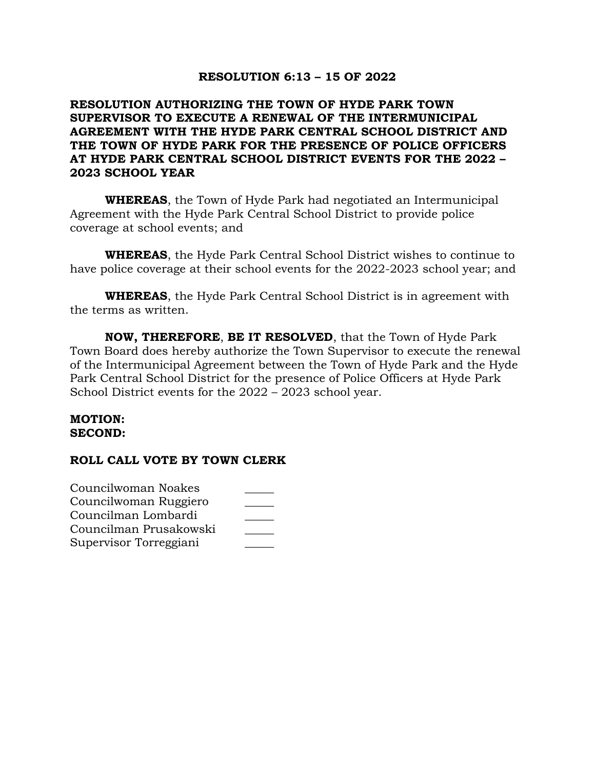**RESOLUTION 6:13 – 15 OF 2022**

**RESOLUTION AUTHORIZING THE TOWN OF HYDE PARK TOWN SUPERVISOR TO EXECUTE A RENEWAL OF THE INTERMUNICIPAL AGREEMENT WITH THE HYDE PARK CENTRAL SCHOOL DISTRICT AND THE TOWN OF HYDE PARK FOR THE PRESENCE OF POLICE OFFICERS AT HYDE PARK CENTRAL SCHOOL DISTRICT EVENTS FOR THE 2022 – 2023 SCHOOL YEAR**

**WHEREAS**, the Town of Hyde Park had negotiated an Intermunicipal Agreement with the Hyde Park Central School District to provide police coverage at school events; and

**WHEREAS**, the Hyde Park Central School District wishes to continue to have police coverage at their school events for the 2022-2023 school year; and

**WHEREAS**, the Hyde Park Central School District is in agreement with the terms as written.

**NOW, THEREFORE**, **BE IT RESOLVED**, that the Town of Hyde Park Town Board does hereby authorize the Town Supervisor to execute the renewal of the Intermunicipal Agreement between the Town of Hyde Park and the Hyde Park Central School District for the presence of Police Officers at Hyde Park School District events for the 2022 – 2023 school year.

**MOTION:**
**SECOND:**

**ROLL CALL VOTE BY TOWN CLERK**

Councilwoman Noakes _____
Councilwoman Ruggiero _____
Councilman Lombardi _____
Councilman Prusakowski _____
Supervisor Torreggiani _____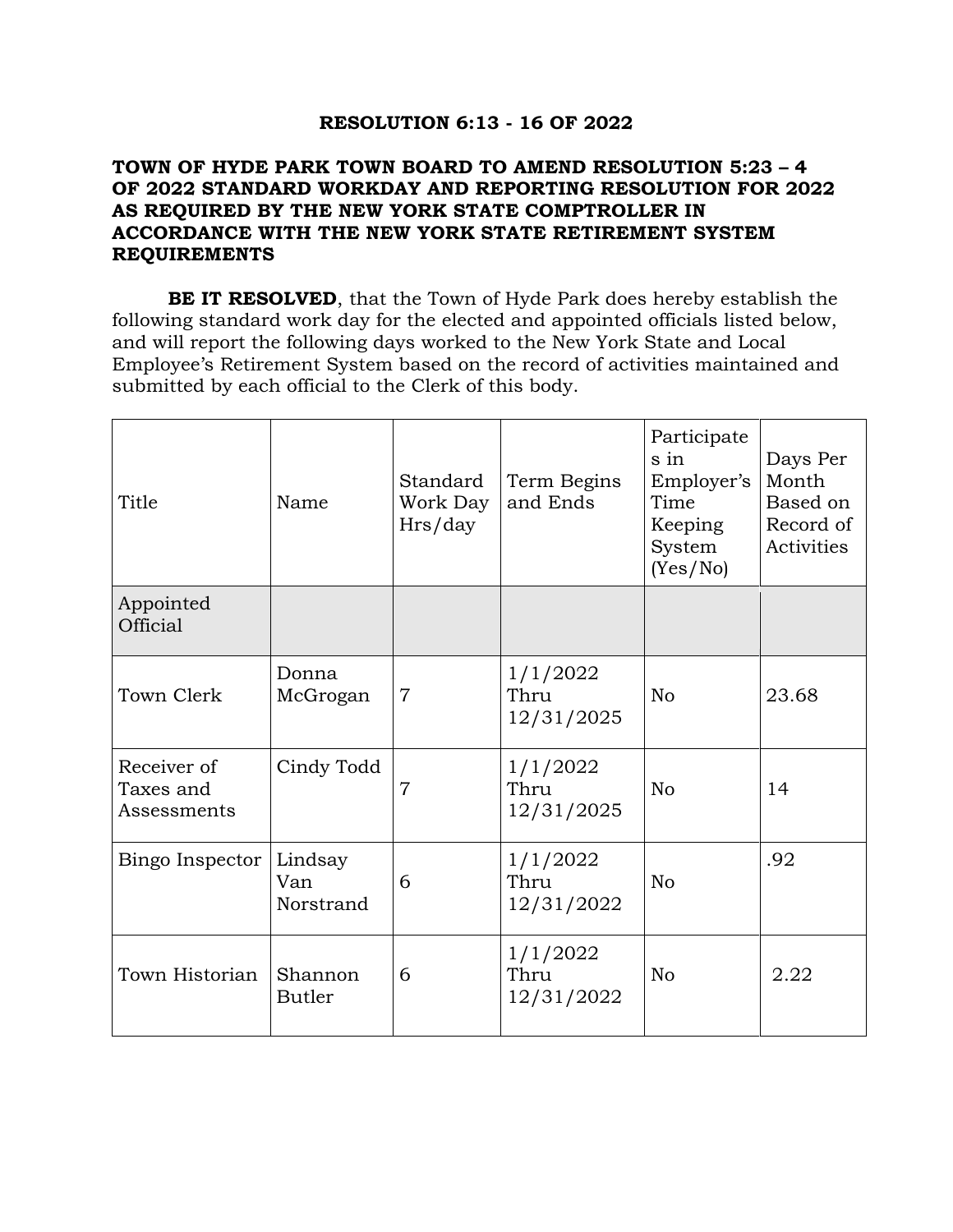**RESOLUTION 6:13 - 16 OF 2022**

**TOWN OF HYDE PARK TOWN BOARD TO AMEND RESOLUTION 5:23 – 4 OF 2022 STANDARD WORKDAY AND REPORTING RESOLUTION FOR 2022 AS REQUIRED BY THE NEW YORK STATE COMPTROLLER IN ACCORDANCE WITH THE NEW YORK STATE RETIREMENT SYSTEM REQUIREMENTS**

**BE IT RESOLVED**, that the Town of Hyde Park does hereby establish the following standard work day for the elected and appointed officials listed below, and will report the following days worked to the New York State and Local Employee's Retirement System based on the record of activities maintained and submitted by each official to the Clerk of this body.

| Title | Name | Standard Work Day Hrs/day | Term Begins and Ends | Participates in Employer's Time Keeping System (Yes/No) | Days Per Month Based on Record of Activities |
|---|---|---|---|---|---|
| Appointed Official | | | | | |
| Town Clerk | Donna McGrogan | 7 | 1/1/2022 Thru 12/31/2025 | No | 23.68 |
| Receiver of Taxes and Assessments | Cindy Todd | 7 | 1/1/2022 Thru 12/31/2025 | No | 14 |
| Bingo Inspector | Lindsay Van Norstrand | 6 | 1/1/2022 Thru 12/31/2022 | No | .92 |
| Town Historian | Shannon Butler | 6 | 1/1/2022 Thru 12/31/2022 | No | 2.22 |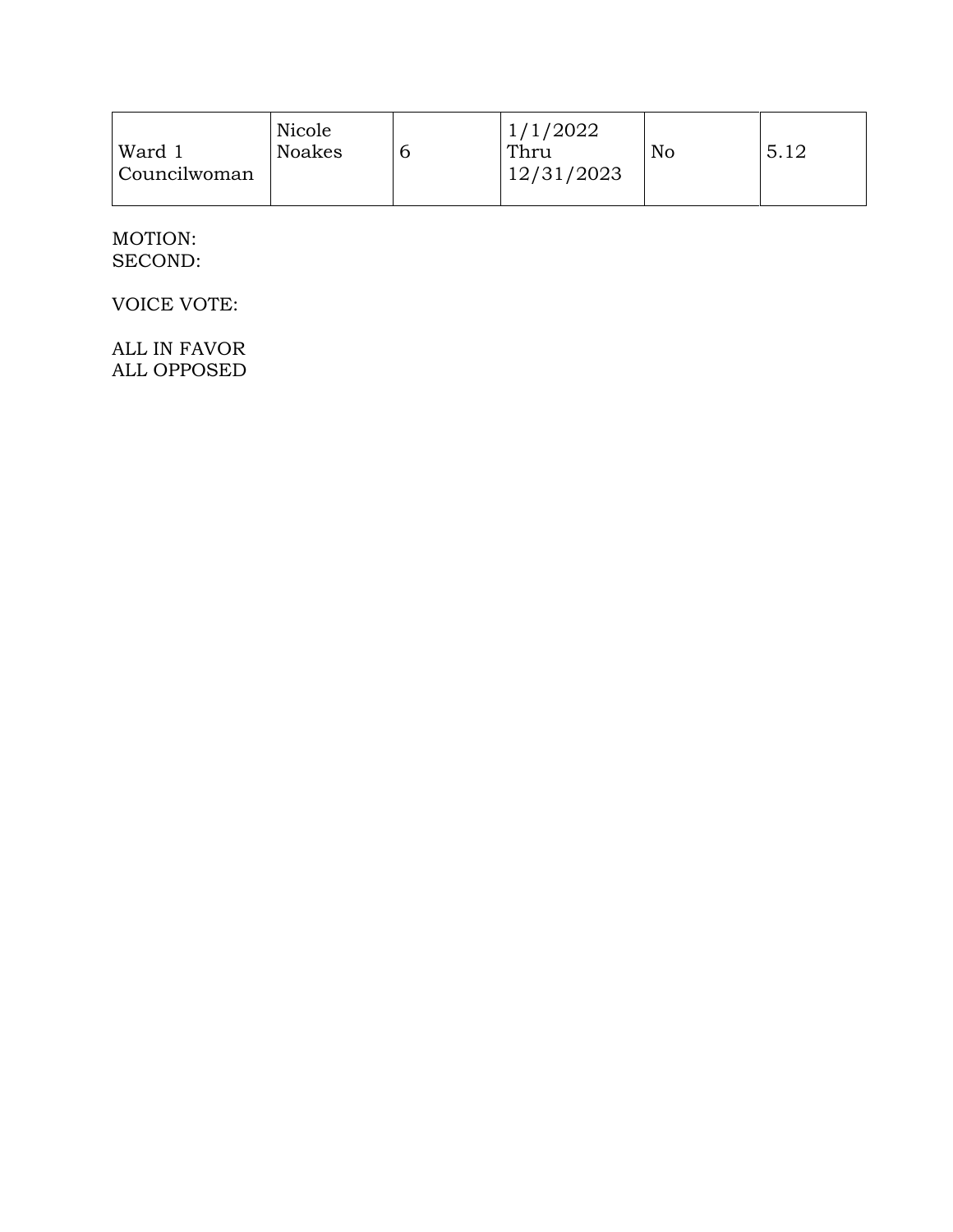| Ward 1 Councilwoman | Nicole Noakes | 6 | 1/1/2022 Thru 12/31/2023 | No | 5.12 |
|---|---|---|---|---|---|

MOTION:
SECOND:

VOICE VOTE:

ALL IN FAVOR
ALL OPPOSED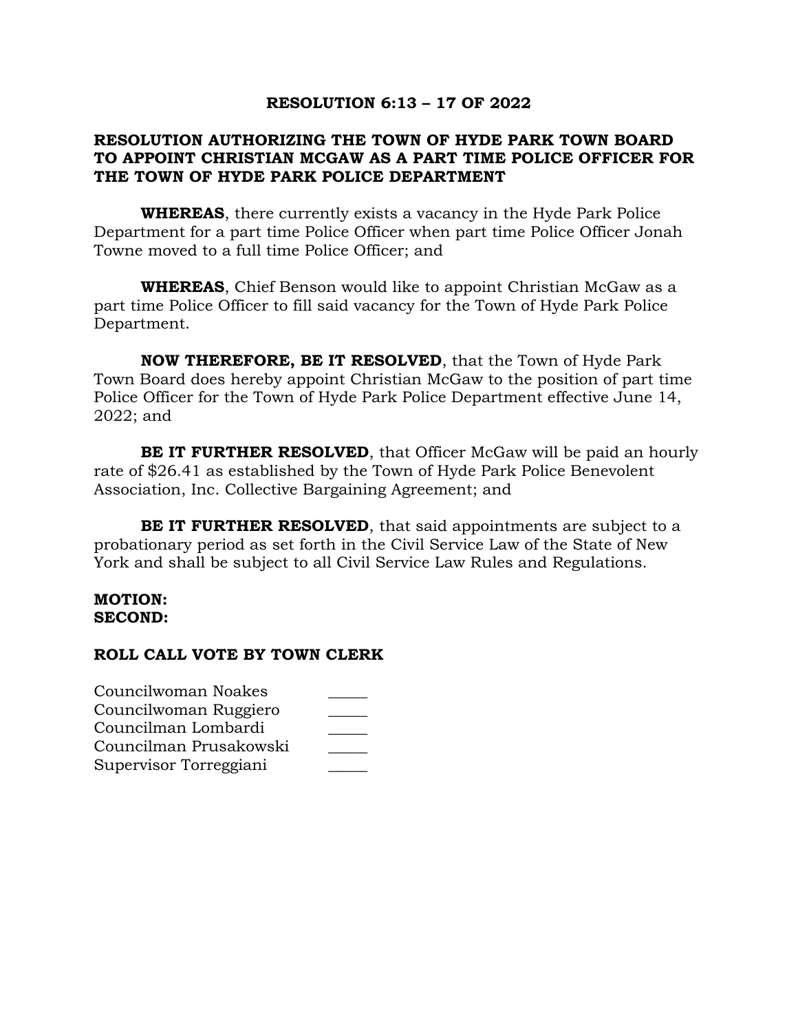# RESOLUTION 6:13 – 17 OF 2022

## RESOLUTION AUTHORIZING THE TOWN OF HYDE PARK TOWN BOARD TO APPOINT CHRISTIAN MCGAW AS A PART TIME POLICE OFFICER FOR THE TOWN OF HYDE PARK POLICE DEPARTMENT

**WHEREAS**, there currently exists a vacancy in the Hyde Park Police Department for a part time Police Officer when part time Police Officer Jonah Towne moved to a full time Police Officer; and

**WHEREAS**, Chief Benson would like to appoint Christian McGaw as a part time Police Officer to fill said vacancy for the Town of Hyde Park Police Department.

**NOW THEREFORE, BE IT RESOLVED**, that the Town of Hyde Park Town Board does hereby appoint Christian McGaw to the position of part time Police Officer for the Town of Hyde Park Police Department effective June 14, 2022; and

**BE IT FURTHER RESOLVED**, that Officer McGaw will be paid an hourly rate of $26.41 as established by the Town of Hyde Park Police Benevolent Association, Inc. Collective Bargaining Agreement; and

**BE IT FURTHER RESOLVED**, that said appointments are subject to a probationary period as set forth in the Civil Service Law of the State of New York and shall be subject to all Civil Service Law Rules and Regulations.

**MOTION:**
**SECOND:**

**ROLL CALL VOTE BY TOWN CLERK**

| | |
|---|---|
| Councilwoman Noakes | _____ |
| Councilwoman Ruggiero | _____ |
| Councilman Lombardi | _____ |
| Councilman Prusakowski | _____ |
| Supervisor Torreggiani | _____ |